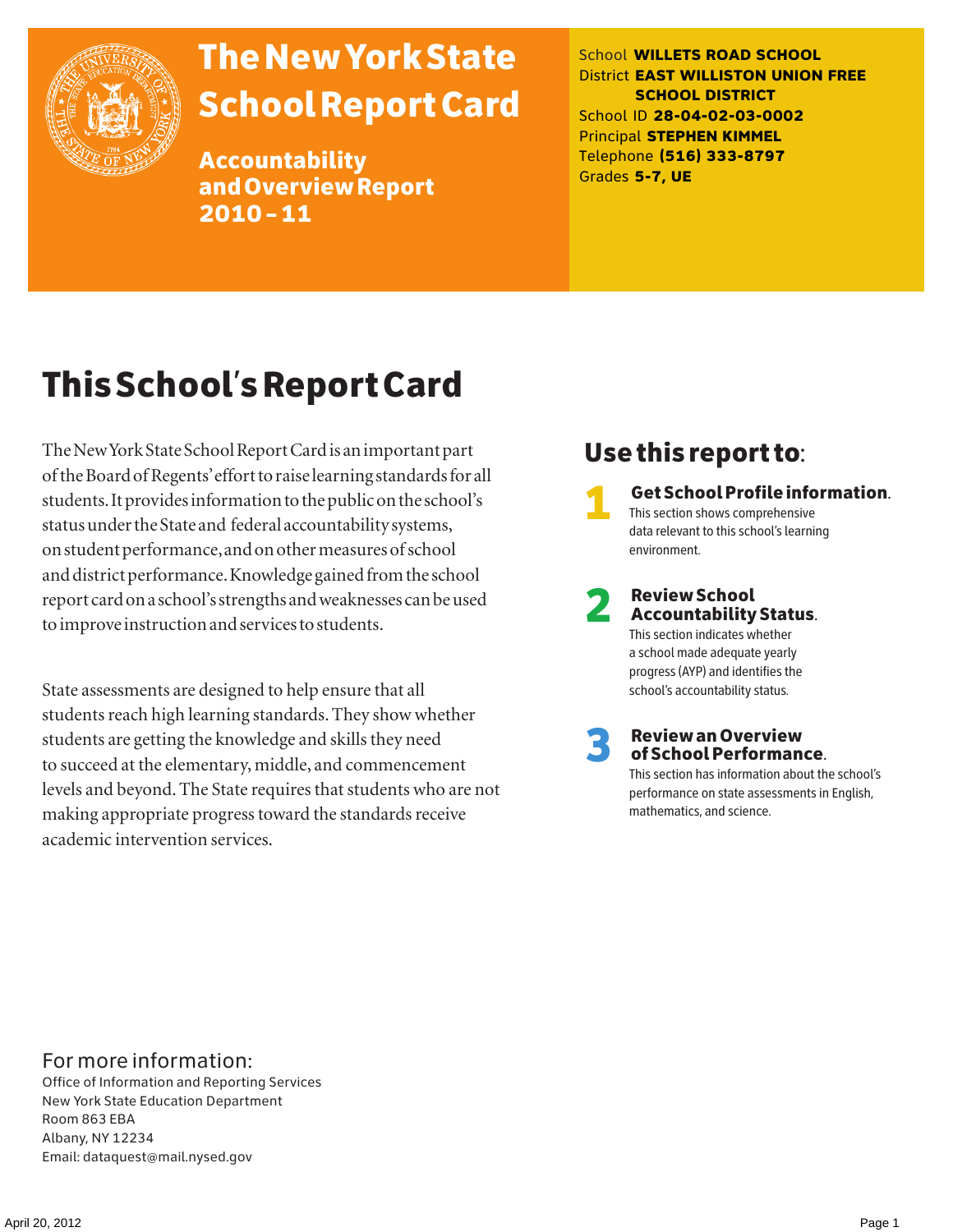# The New York State School Report Card

## Accountability and Overview Report 2010 – 11

School **WILLETS ROAD SCHOOL**
District **EAST WILLISTON UNION FREE SCHOOL DISTRICT**
School ID **28-04-02-03-0002**
Principal **STEPHEN KIMMEL**
Telephone **(516) 333-8797**
Grades **5-7, UE**

# This School's Report Card

The New York State School Report Card is an important part of the Board of Regents' effort to raise learning standards for all students. It provides information to the public on the school's status under the State and federal accountability systems, on student performance, and on other measures of school and district performance. Knowledge gained from the school report card on a school's strengths and weaknesses can be used to improve instruction and services to students.

State assessments are designed to help ensure that all students reach high learning standards. They show whether students are getting the knowledge and skills they need to succeed at the elementary, middle, and commencement levels and beyond. The State requires that students who are not making appropriate progress toward the standards receive academic intervention services.

## Use this report to:

**1 Get School Profile information.**
This section shows comprehensive data relevant to this school's learning environment.

**2 Review School Accountability Status.**
This section indicates whether a school made adequate yearly progress (AYP) and identifies the school's accountability status.

**3 Review an Overview of School Performance.**
This section has information about the school's performance on state assessments in English, mathematics, and science.

For more information:
Office of Information and Reporting Services
New York State Education Department
Room 863 EBA
Albany, NY 12234
Email: dataquest@mail.nysed.gov

April 20, 2012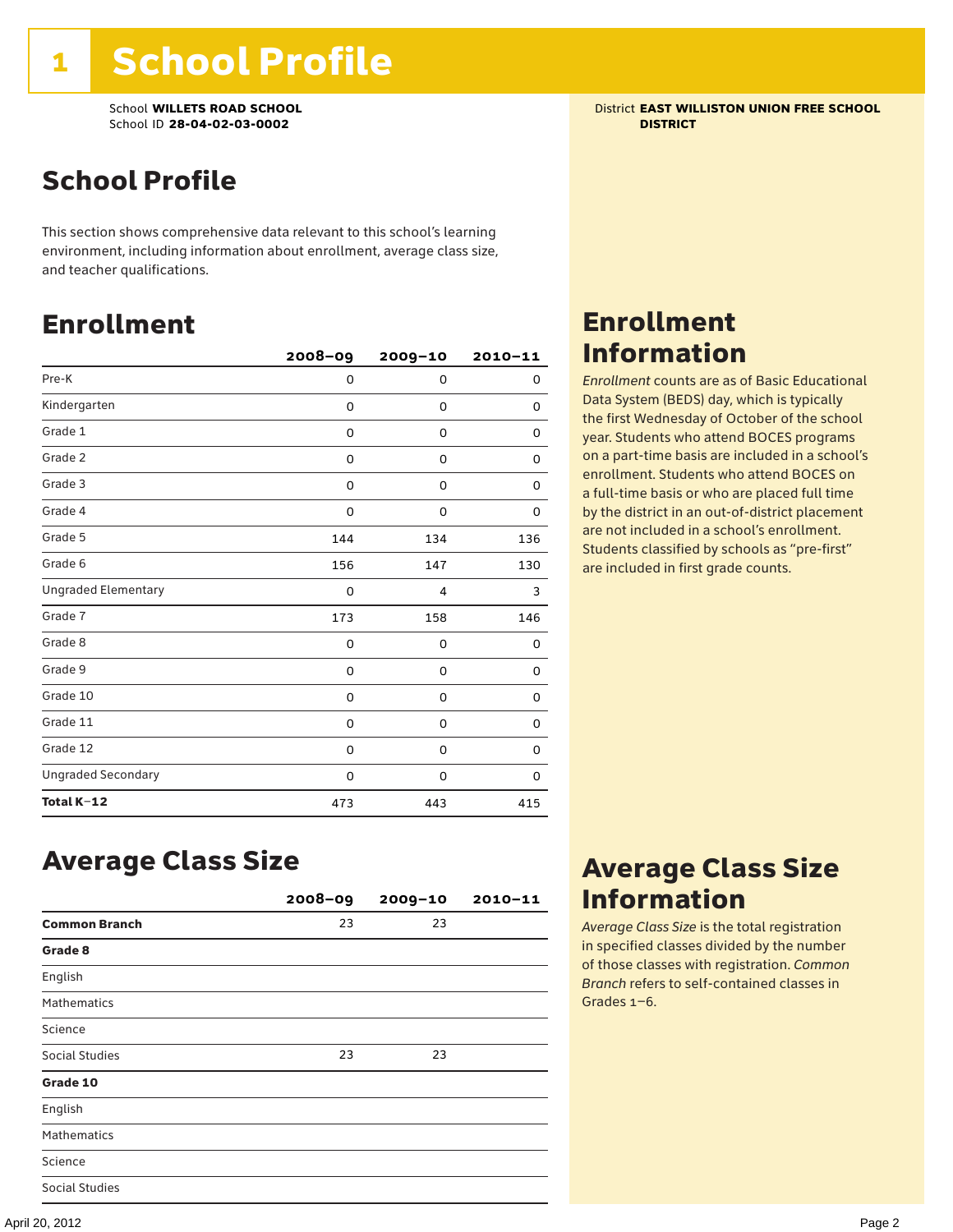# 1 School Profile

School **WILLETS ROAD SCHOOL**
School ID **28-04-02-03-0002**

District **EAST WILLISTON UNION FREE SCHOOL DISTRICT**

## School Profile

This section shows comprehensive data relevant to this school's learning environment, including information about enrollment, average class size, and teacher qualifications.

## Enrollment

| | 2008–09 | 2009–10 | 2010–11 |
|---|---|---|---|
| Pre-K | 0 | 0 | 0 |
| Kindergarten | 0 | 0 | 0 |
| Grade 1 | 0 | 0 | 0 |
| Grade 2 | 0 | 0 | 0 |
| Grade 3 | 0 | 0 | 0 |
| Grade 4 | 0 | 0 | 0 |
| Grade 5 | 144 | 134 | 136 |
| Grade 6 | 156 | 147 | 130 |
| Ungraded Elementary | 0 | 4 | 3 |
| Grade 7 | 173 | 158 | 146 |
| Grade 8 | 0 | 0 | 0 |
| Grade 9 | 0 | 0 | 0 |
| Grade 10 | 0 | 0 | 0 |
| Grade 11 | 0 | 0 | 0 |
| Grade 12 | 0 | 0 | 0 |
| Ungraded Secondary | 0 | 0 | 0 |
| **Total K–12** | 473 | 443 | 415 |

## Enrollment Information

*Enrollment* counts are as of Basic Educational Data System (BEDS) day, which is typically the first Wednesday of October of the school year. Students who attend BOCES programs on a part-time basis are included in a school's enrollment. Students who attend BOCES on a full-time basis or who are placed full time by the district in an out-of-district placement are not included in a school's enrollment. Students classified by schools as "pre-first" are included in first grade counts.

## Average Class Size

| | 2008–09 | 2009–10 | 2010–11 |
|---|---|---|---|
| **Common Branch** | 23 | 23 | |
| **Grade 8** | | | |
| English | | | |
| Mathematics | | | |
| Science | | | |
| Social Studies | 23 | 23 | |
| **Grade 10** | | | |
| English | | | |
| Mathematics | | | |
| Science | | | |
| Social Studies | | | |

## Average Class Size Information

*Average Class Size* is the total registration in specified classes divided by the number of those classes with registration. *Common Branch* refers to self-contained classes in Grades 1–6.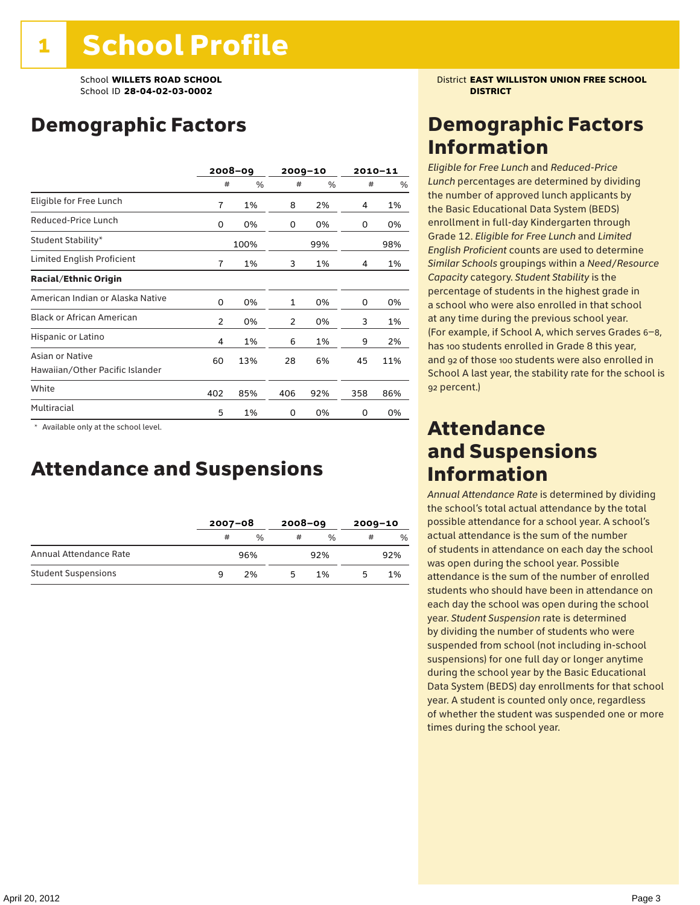# 1 School Profile

School **WILLETS ROAD SCHOOL**
School ID **28-04-02-03-0002**

District **EAST WILLISTON UNION FREE SCHOOL DISTRICT**

## Demographic Factors

| | 2008–09 | | 2009–10 | | 2010–11 | |
|---|---|---|---|---|---|---|
| | # | % | # | % | # | % |
| Eligible for Free Lunch | 7 | 1% | 8 | 2% | 4 | 1% |
| Reduced-Price Lunch | 0 | 0% | 0 | 0% | 0 | 0% |
| Student Stability* | | 100% | | 99% | | 98% |
| Limited English Proficient | 7 | 1% | 3 | 1% | 4 | 1% |
| **Racial/Ethnic Origin** | | | | | | |
| American Indian or Alaska Native | 0 | 0% | 1 | 0% | 0 | 0% |
| Black or African American | 2 | 0% | 2 | 0% | 3 | 1% |
| Hispanic or Latino | 4 | 1% | 6 | 1% | 9 | 2% |
| Asian or Native Hawaiian/Other Pacific Islander | 60 | 13% | 28 | 6% | 45 | 11% |
| White | 402 | 85% | 406 | 92% | 358 | 86% |
| Multiracial | 5 | 1% | 0 | 0% | 0 | 0% |

\* Available only at the school level.

## Attendance and Suspensions

| | 2007–08 | | 2008–09 | | 2009–10 | |
|---|---|---|---|---|---|---|
| | # | % | # | % | # | % |
| Annual Attendance Rate | | 96% | | 92% | | 92% |
| Student Suspensions | 9 | 2% | 5 | 1% | 5 | 1% |

## Demographic Factors Information

*Eligible for Free Lunch* and *Reduced-Price Lunch* percentages are determined by dividing the number of approved lunch applicants by the Basic Educational Data System (BEDS) enrollment in full-day Kindergarten through Grade 12. *Eligible for Free Lunch* and *Limited English Proficient* counts are used to determine *Similar Schools* groupings within a *Need/Resource Capacity* category. *Student Stability* is the percentage of students in the highest grade in a school who were also enrolled in that school at any time during the previous school year. (For example, if School A, which serves Grades 6–8, has 100 students enrolled in Grade 8 this year, and 92 of those 100 students were also enrolled in School A last year, the stability rate for the school is 92 percent.)

## Attendance and Suspensions Information

*Annual Attendance Rate* is determined by dividing the school's total actual attendance by the total possible attendance for a school year. A school's actual attendance is the sum of the number of students in attendance on each day the school was open during the school year. Possible attendance is the sum of the number of enrolled students who should have been in attendance on each day the school was open during the school year. *Student Suspension* rate is determined by dividing the number of students who were suspended from school (not including in-school suspensions) for one full day or longer anytime during the school year by the Basic Educational Data System (BEDS) day enrollments for that school year. A student is counted only once, regardless of whether the student was suspended one or more times during the school year.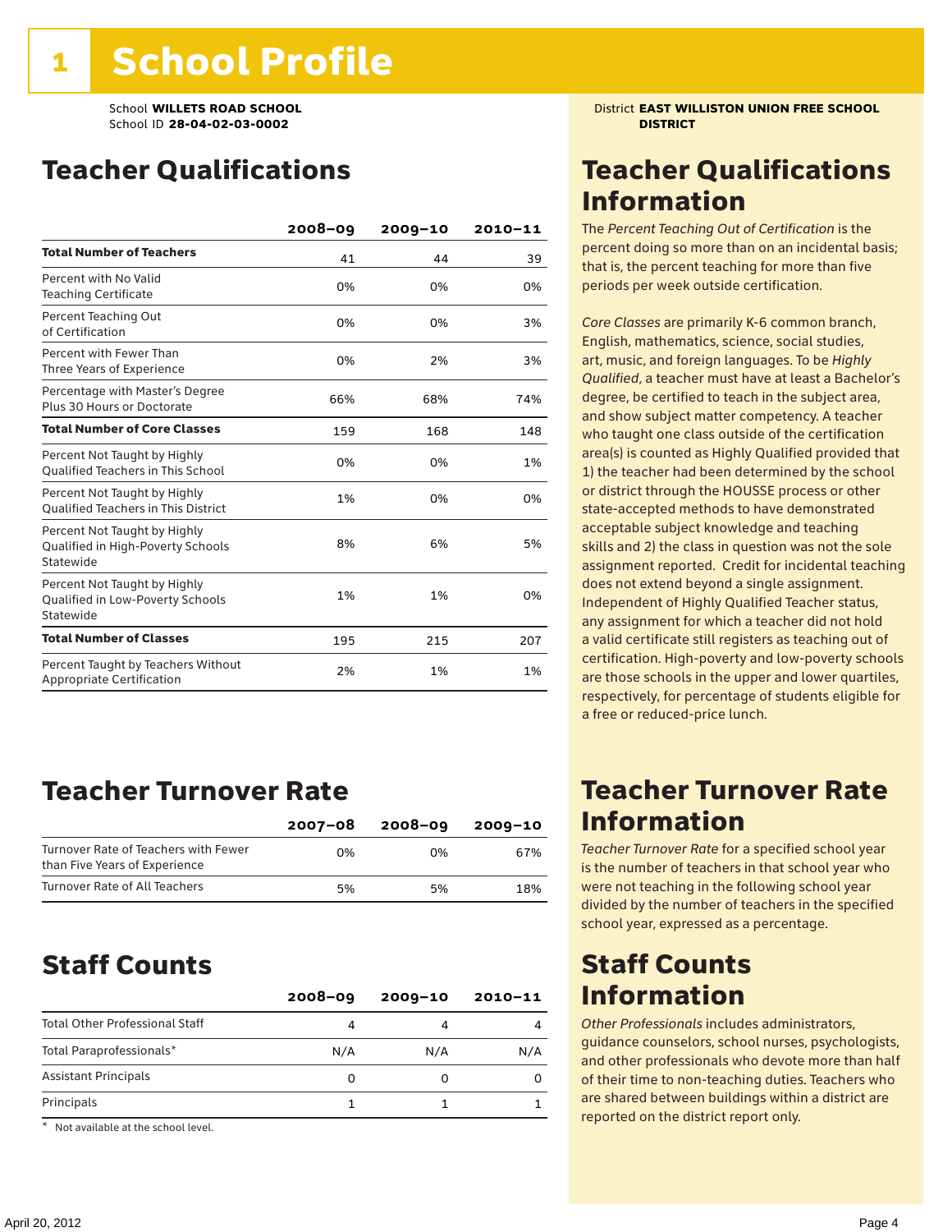# 1 School Profile

School **WILLETS ROAD SCHOOL**
School ID **28-04-02-03-0002**

District **EAST WILLISTON UNION FREE SCHOOL DISTRICT**

## Teacher Qualifications

| | 2008–09 | 2009–10 | 2010–11 |
|---|---|---|---|
| **Total Number of Teachers** | 41 | 44 | 39 |
| Percent with No Valid Teaching Certificate | 0% | 0% | 0% |
| Percent Teaching Out of Certification | 0% | 0% | 3% |
| Percent with Fewer Than Three Years of Experience | 0% | 2% | 3% |
| Percentage with Master's Degree Plus 30 Hours or Doctorate | 66% | 68% | 74% |
| **Total Number of Core Classes** | 159 | 168 | 148 |
| Percent Not Taught by Highly Qualified Teachers in This School | 0% | 0% | 1% |
| Percent Not Taught by Highly Qualified Teachers in This District | 1% | 0% | 0% |
| Percent Not Taught by Highly Qualified in High-Poverty Schools Statewide | 8% | 6% | 5% |
| Percent Not Taught by Highly Qualified in Low-Poverty Schools Statewide | 1% | 1% | 0% |
| **Total Number of Classes** | 195 | 215 | 207 |
| Percent Taught by Teachers Without Appropriate Certification | 2% | 1% | 1% |

## Teacher Qualifications Information

The *Percent Teaching Out of Certification* is the percent doing so more than on an incidental basis; that is, the percent teaching for more than five periods per week outside certification.

*Core Classes* are primarily K-6 common branch, English, mathematics, science, social studies, art, music, and foreign languages. To be *Highly Qualified*, a teacher must have at least a Bachelor's degree, be certified to teach in the subject area, and show subject matter competency. A teacher who taught one class outside of the certification area(s) is counted as Highly Qualified provided that 1) the teacher had been determined by the school or district through the HOUSSE process or other state-accepted methods to have demonstrated acceptable subject knowledge and teaching skills and 2) the class in question was not the sole assignment reported. Credit for incidental teaching does not extend beyond a single assignment. Independent of Highly Qualified Teacher status, any assignment for which a teacher did not hold a valid certificate still registers as teaching out of certification. High-poverty and low-poverty schools are those schools in the upper and lower quartiles, respectively, for percentage of students eligible for a free or reduced-price lunch.

## Teacher Turnover Rate

| | 2007–08 | 2008–09 | 2009–10 |
|---|---|---|---|
| Turnover Rate of Teachers with Fewer than Five Years of Experience | 0% | 0% | 67% |
| Turnover Rate of All Teachers | 5% | 5% | 18% |

## Teacher Turnover Rate Information

*Teacher Turnover Rate* for a specified school year is the number of teachers in that school year who were not teaching in the following school year divided by the number of teachers in the specified school year, expressed as a percentage.

## Staff Counts

| | 2008–09 | 2009–10 | 2010–11 |
|---|---|---|---|
| Total Other Professional Staff | 4 | 4 | 4 |
| Total Paraprofessionals* | N/A | N/A | N/A |
| Assistant Principals | 0 | 0 | 0 |
| Principals | 1 | 1 | 1 |

\* Not available at the school level.

## Staff Counts Information

*Other Professionals* includes administrators, guidance counselors, school nurses, psychologists, and other professionals who devote more than half of their time to non-teaching duties. Teachers who are shared between buildings within a district are reported on the district report only.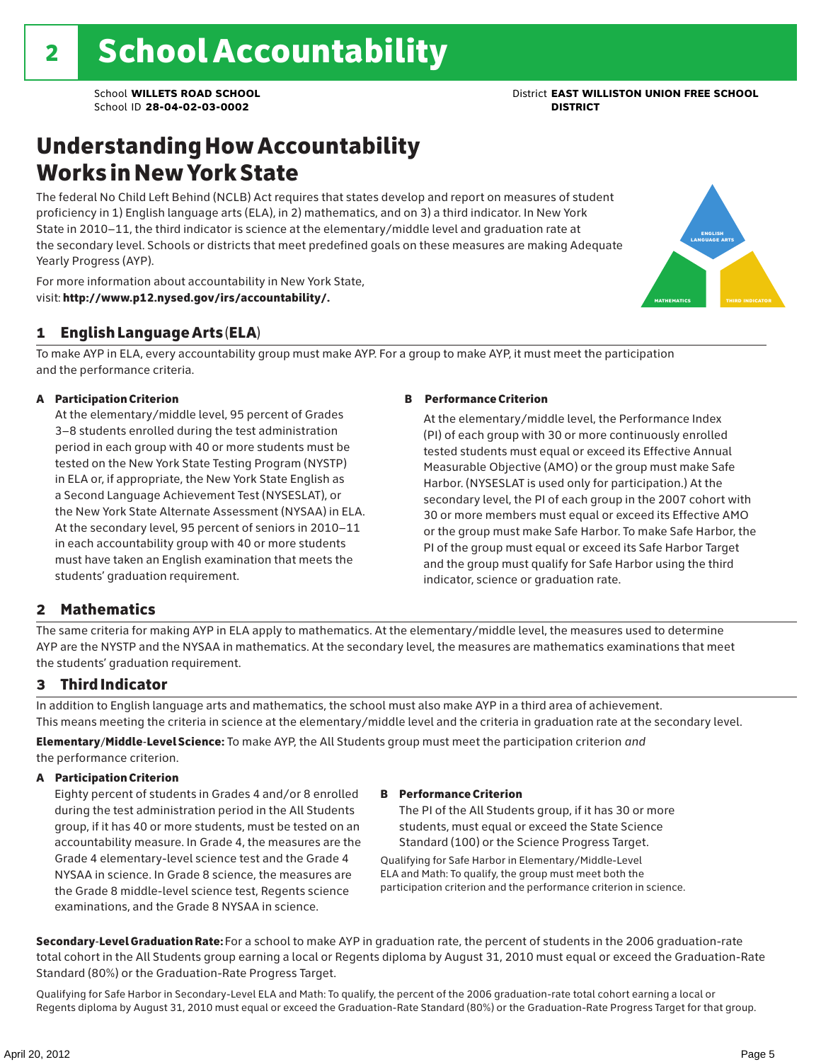# 2 School Accountability

School **WILLETS ROAD SCHOOL**
School ID **28-04-02-03-0002**

District **EAST WILLISTON UNION FREE SCHOOL DISTRICT**

## Understanding How Accountability Works in New York State

The federal No Child Left Behind (NCLB) Act requires that states develop and report on measures of student proficiency in 1) English language arts (ELA), in 2) mathematics, and on 3) a third indicator. In New York State in 2010–11, the third indicator is science at the elementary/middle level and graduation rate at the secondary level. Schools or districts that meet predefined goals on these measures are making Adequate Yearly Progress (AYP).

For more information about accountability in New York State, visit: **http://www.p12.nysed.gov/irs/accountability/.**

### 1 English Language Arts (ELA)

To make AYP in ELA, every accountability group must make AYP. For a group to make AYP, it must meet the participation and the performance criteria.

**A Participation Criterion**

At the elementary/middle level, 95 percent of Grades 3–8 students enrolled during the test administration period in each group with 40 or more students must be tested on the New York State Testing Program (NYSTP) in ELA or, if appropriate, the New York State English as a Second Language Achievement Test (NYSESLAT), or the New York State Alternate Assessment (NYSAA) in ELA. At the secondary level, 95 percent of seniors in 2010–11 in each accountability group with 40 or more students must have taken an English examination that meets the students' graduation requirement.

**B Performance Criterion**

At the elementary/middle level, the Performance Index (PI) of each group with 30 or more continuously enrolled tested students must equal or exceed its Effective Annual Measurable Objective (AMO) or the group must make Safe Harbor. (NYSESLAT is used only for participation.) At the secondary level, the PI of each group in the 2007 cohort with 30 or more members must equal or exceed its Effective AMO or the group must make Safe Harbor. To make Safe Harbor, the PI of the group must equal or exceed its Safe Harbor Target and the group must qualify for Safe Harbor using the third indicator, science or graduation rate.

### 2 Mathematics

The same criteria for making AYP in ELA apply to mathematics. At the elementary/middle level, the measures used to determine AYP are the NYSTP and the NYSAA in mathematics. At the secondary level, the measures are mathematics examinations that meet the students' graduation requirement.

### 3 Third Indicator

In addition to English language arts and mathematics, the school must also make AYP in a third area of achievement. This means meeting the criteria in science at the elementary/middle level and the criteria in graduation rate at the secondary level.

**Elementary/Middle-Level Science:** To make AYP, the All Students group must meet the participation criterion *and* the performance criterion.

**A Participation Criterion**

Eighty percent of students in Grades 4 and/or 8 enrolled during the test administration period in the All Students group, if it has 40 or more students, must be tested on an accountability measure. In Grade 4, the measures are the Grade 4 elementary-level science test and the Grade 4 NYSAA in science. In Grade 8 science, the measures are the Grade 8 middle-level science test, Regents science examinations, and the Grade 8 NYSAA in science.

**B Performance Criterion**

The PI of the All Students group, if it has 30 or more students, must equal or exceed the State Science Standard (100) or the Science Progress Target.

Qualifying for Safe Harbor in Elementary/Middle-Level ELA and Math: To qualify, the group must meet both the participation criterion and the performance criterion in science.

**Secondary-Level Graduation Rate:** For a school to make AYP in graduation rate, the percent of students in the 2006 graduation-rate total cohort in the All Students group earning a local or Regents diploma by August 31, 2010 must equal or exceed the Graduation-Rate Standard (80%) or the Graduation-Rate Progress Target.

Qualifying for Safe Harbor in Secondary-Level ELA and Math: To qualify, the percent of the 2006 graduation-rate total cohort earning a local or Regents diploma by August 31, 2010 must equal or exceed the Graduation-Rate Standard (80%) or the Graduation-Rate Progress Target for that group.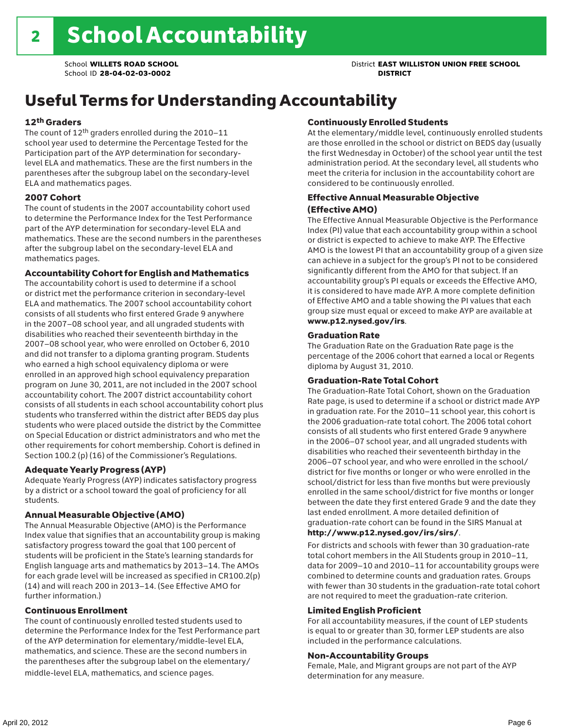# 2 School Accountability

School **WILLETS ROAD SCHOOL**
School ID **28-04-02-03-0002**

District **EAST WILLISTON UNION FREE SCHOOL DISTRICT**

## Useful Terms for Understanding Accountability

### 12th Graders

The count of 12th graders enrolled during the 2010–11 school year used to determine the Percentage Tested for the Participation part of the AYP determination for secondary-level ELA and mathematics. These are the first numbers in the parentheses after the subgroup label on the secondary-level ELA and mathematics pages.

### 2007 Cohort

The count of students in the 2007 accountability cohort used to determine the Performance Index for the Test Performance part of the AYP determination for secondary-level ELA and mathematics. These are the second numbers in the parentheses after the subgroup label on the secondary-level ELA and mathematics pages.

### Accountability Cohort for English and Mathematics

The accountability cohort is used to determine if a school or district met the performance criterion in secondary-level ELA and mathematics. The 2007 school accountability cohort consists of all students who first entered Grade 9 anywhere in the 2007–08 school year, and all ungraded students with disabilities who reached their seventeenth birthday in the 2007–08 school year, who were enrolled on October 6, 2010 and did not transfer to a diploma granting program. Students who earned a high school equivalency diploma or were enrolled in an approved high school equivalency preparation program on June 30, 2011, are not included in the 2007 school accountability cohort. The 2007 district accountability cohort consists of all students in each school accountability cohort plus students who transferred within the district after BEDS day plus students who were placed outside the district by the Committee on Special Education or district administrators and who met the other requirements for cohort membership. Cohort is defined in Section 100.2 (p) (16) of the Commissioner's Regulations.

### Adequate Yearly Progress (AYP)

Adequate Yearly Progress (AYP) indicates satisfactory progress by a district or a school toward the goal of proficiency for all students.

### Annual Measurable Objective (AMO)

The Annual Measurable Objective (AMO) is the Performance Index value that signifies that an accountability group is making satisfactory progress toward the goal that 100 percent of students will be proficient in the State's learning standards for English language arts and mathematics by 2013–14. The AMOs for each grade level will be increased as specified in CR100.2(p)(14) and will reach 200 in 2013–14. (See Effective AMO for further information.)

### Continuous Enrollment

The count of continuously enrolled tested students used to determine the Performance Index for the Test Performance part of the AYP determination for elementary/middle-level ELA, mathematics, and science. These are the second numbers in the parentheses after the subgroup label on the elementary/middle-level ELA, mathematics, and science pages.

### Continuously Enrolled Students

At the elementary/middle level, continuously enrolled students are those enrolled in the school or district on BEDS day (usually the first Wednesday in October) of the school year until the test administration period. At the secondary level, all students who meet the criteria for inclusion in the accountability cohort are considered to be continuously enrolled.

### Effective Annual Measurable Objective (Effective AMO)

The Effective Annual Measurable Objective is the Performance Index (PI) value that each accountability group within a school or district is expected to achieve to make AYP. The Effective AMO is the lowest PI that an accountability group of a given size can achieve in a subject for the group's PI not to be considered significantly different from the AMO for that subject. If an accountability group's PI equals or exceeds the Effective AMO, it is considered to have made AYP. A more complete definition of Effective AMO and a table showing the PI values that each group size must equal or exceed to make AYP are available at **www.p12.nysed.gov/irs**.

### Graduation Rate

The Graduation Rate on the Graduation Rate page is the percentage of the 2006 cohort that earned a local or Regents diploma by August 31, 2010.

### Graduation-Rate Total Cohort

The Graduation-Rate Total Cohort, shown on the Graduation Rate page, is used to determine if a school or district made AYP in graduation rate. For the 2010–11 school year, this cohort is the 2006 graduation-rate total cohort. The 2006 total cohort consists of all students who first entered Grade 9 anywhere in the 2006–07 school year, and all ungraded students with disabilities who reached their seventeenth birthday in the 2006–07 school year, and who were enrolled in the school/district for five months or longer or who were enrolled in the school/district for less than five months but were previously enrolled in the same school/district for five months or longer between the date they first entered Grade 9 and the date they last ended enrollment. A more detailed definition of graduation-rate cohort can be found in the SIRS Manual at **http://www.p12.nysed.gov/irs/sirs/**.

For districts and schools with fewer than 30 graduation-rate total cohort members in the All Students group in 2010–11, data for 2009–10 and 2010–11 for accountability groups were combined to determine counts and graduation rates. Groups with fewer than 30 students in the graduation-rate total cohort are not required to meet the graduation-rate criterion.

### Limited English Proficient

For all accountability measures, if the count of LEP students is equal to or greater than 30, former LEP students are also included in the performance calculations.

### Non-Accountability Groups

Female, Male, and Migrant groups are not part of the AYP determination for any measure.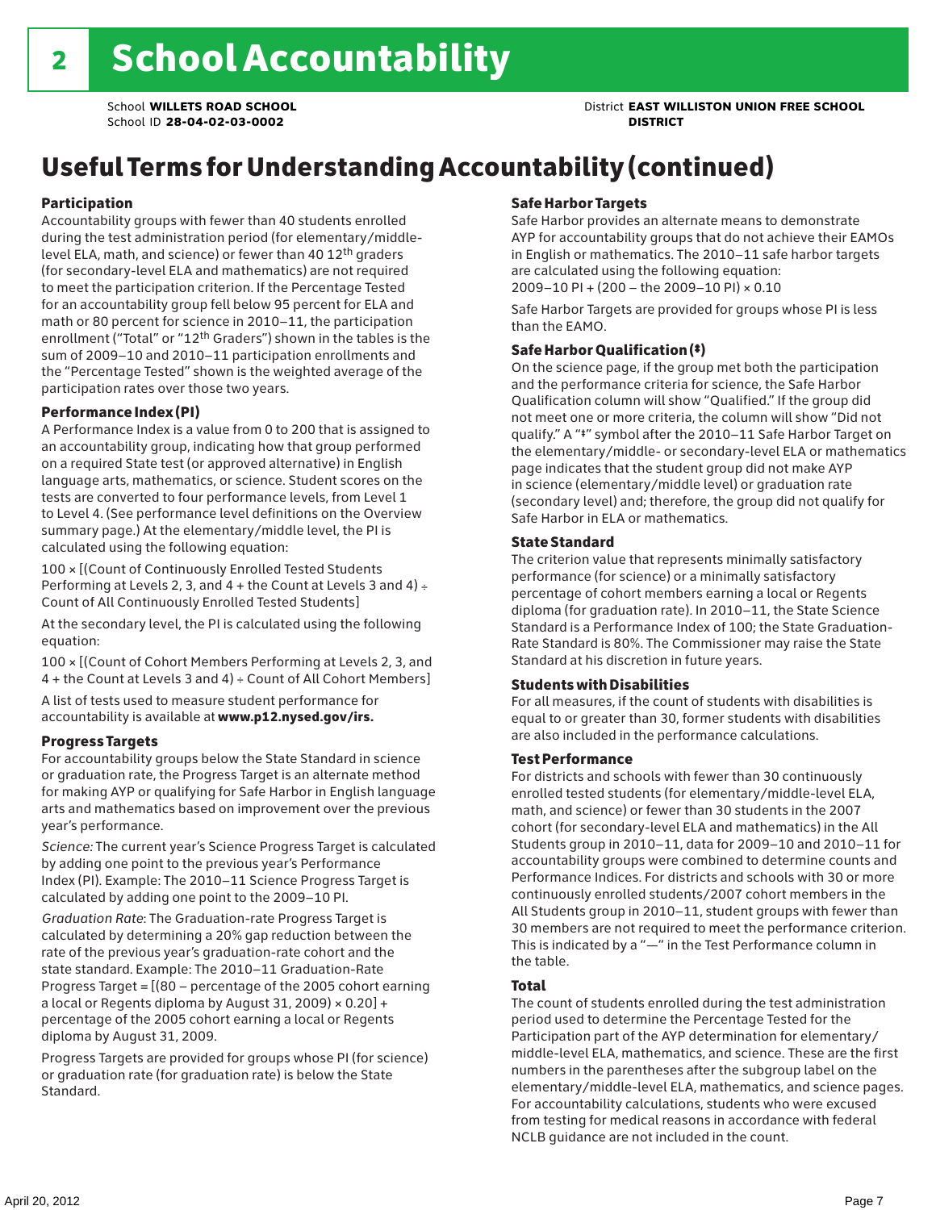# 2 School Accountability

School **WILLETS ROAD SCHOOL**
School ID **28-04-02-03-0002**

District **EAST WILLISTON UNION FREE SCHOOL DISTRICT**

## Useful Terms for Understanding Accountability (continued)

### Participation

Accountability groups with fewer than 40 students enrolled during the test administration period (for elementary/middle-level ELA, math, and science) or fewer than 40 12th graders (for secondary-level ELA and mathematics) are not required to meet the participation criterion. If the Percentage Tested for an accountability group fell below 95 percent for ELA and math or 80 percent for science in 2010–11, the participation enrollment ("Total" or "12th Graders") shown in the tables is the sum of 2009–10 and 2010–11 participation enrollments and the "Percentage Tested" shown is the weighted average of the participation rates over those two years.

### Performance Index (PI)

A Performance Index is a value from 0 to 200 that is assigned to an accountability group, indicating how that group performed on a required State test (or approved alternative) in English language arts, mathematics, or science. Student scores on the tests are converted to four performance levels, from Level 1 to Level 4. (See performance level definitions on the Overview summary page.) At the elementary/middle level, the PI is calculated using the following equation:

100 × [(Count of Continuously Enrolled Tested Students Performing at Levels 2, 3, and 4 + the Count at Levels 3 and 4) ÷ Count of All Continuously Enrolled Tested Students]

At the secondary level, the PI is calculated using the following equation:

100 × [(Count of Cohort Members Performing at Levels 2, 3, and 4 + the Count at Levels 3 and 4) ÷ Count of All Cohort Members]

A list of tests used to measure student performance for accountability is available at **www.p12.nysed.gov/irs.**

### Progress Targets

For accountability groups below the State Standard in science or graduation rate, the Progress Target is an alternate method for making AYP or qualifying for Safe Harbor in English language arts and mathematics based on improvement over the previous year's performance.

*Science:* The current year's Science Progress Target is calculated by adding one point to the previous year's Performance Index (PI). Example: The 2010–11 Science Progress Target is calculated by adding one point to the 2009–10 PI.

*Graduation Rate*: The Graduation-rate Progress Target is calculated by determining a 20% gap reduction between the rate of the previous year's graduation-rate cohort and the state standard. Example: The 2010–11 Graduation-Rate Progress Target = [(80 – percentage of the 2005 cohort earning a local or Regents diploma by August 31, 2009) × 0.20] + percentage of the 2005 cohort earning a local or Regents diploma by August 31, 2009.

Progress Targets are provided for groups whose PI (for science) or graduation rate (for graduation rate) is below the State Standard.

### Safe Harbor Targets

Safe Harbor provides an alternate means to demonstrate AYP for accountability groups that do not achieve their EAMOs in English or mathematics. The 2010–11 safe harbor targets are calculated using the following equation:
2009–10 PI + (200 – the 2009–10 PI) × 0.10

Safe Harbor Targets are provided for groups whose PI is less than the EAMO.

### Safe Harbor Qualification (‡)

On the science page, if the group met both the participation and the performance criteria for science, the Safe Harbor Qualification column will show "Qualified." If the group did not meet one or more criteria, the column will show "Did not qualify." A "‡" symbol after the 2010–11 Safe Harbor Target on the elementary/middle- or secondary-level ELA or mathematics page indicates that the student group did not make AYP in science (elementary/middle level) or graduation rate (secondary level) and; therefore, the group did not qualify for Safe Harbor in ELA or mathematics.

### State Standard

The criterion value that represents minimally satisfactory performance (for science) or a minimally satisfactory percentage of cohort members earning a local or Regents diploma (for graduation rate). In 2010–11, the State Science Standard is a Performance Index of 100; the State Graduation-Rate Standard is 80%. The Commissioner may raise the State Standard at his discretion in future years.

### Students with Disabilities

For all measures, if the count of students with disabilities is equal to or greater than 30, former students with disabilities are also included in the performance calculations.

### Test Performance

For districts and schools with fewer than 30 continuously enrolled tested students (for elementary/middle-level ELA, math, and science) or fewer than 30 students in the 2007 cohort (for secondary-level ELA and mathematics) in the All Students group in 2010–11, data for 2009–10 and 2010–11 for accountability groups were combined to determine counts and Performance Indices. For districts and schools with 30 or more continuously enrolled students/2007 cohort members in the All Students group in 2010–11, student groups with fewer than 30 members are not required to meet the performance criterion. This is indicated by a "—" in the Test Performance column in the table.

### Total

The count of students enrolled during the test administration period used to determine the Percentage Tested for the Participation part of the AYP determination for elementary/middle-level ELA, mathematics, and science. These are the first numbers in the parentheses after the subgroup label on the elementary/middle-level ELA, mathematics, and science pages. For accountability calculations, students who were excused from testing for medical reasons in accordance with federal NCLB guidance are not included in the count.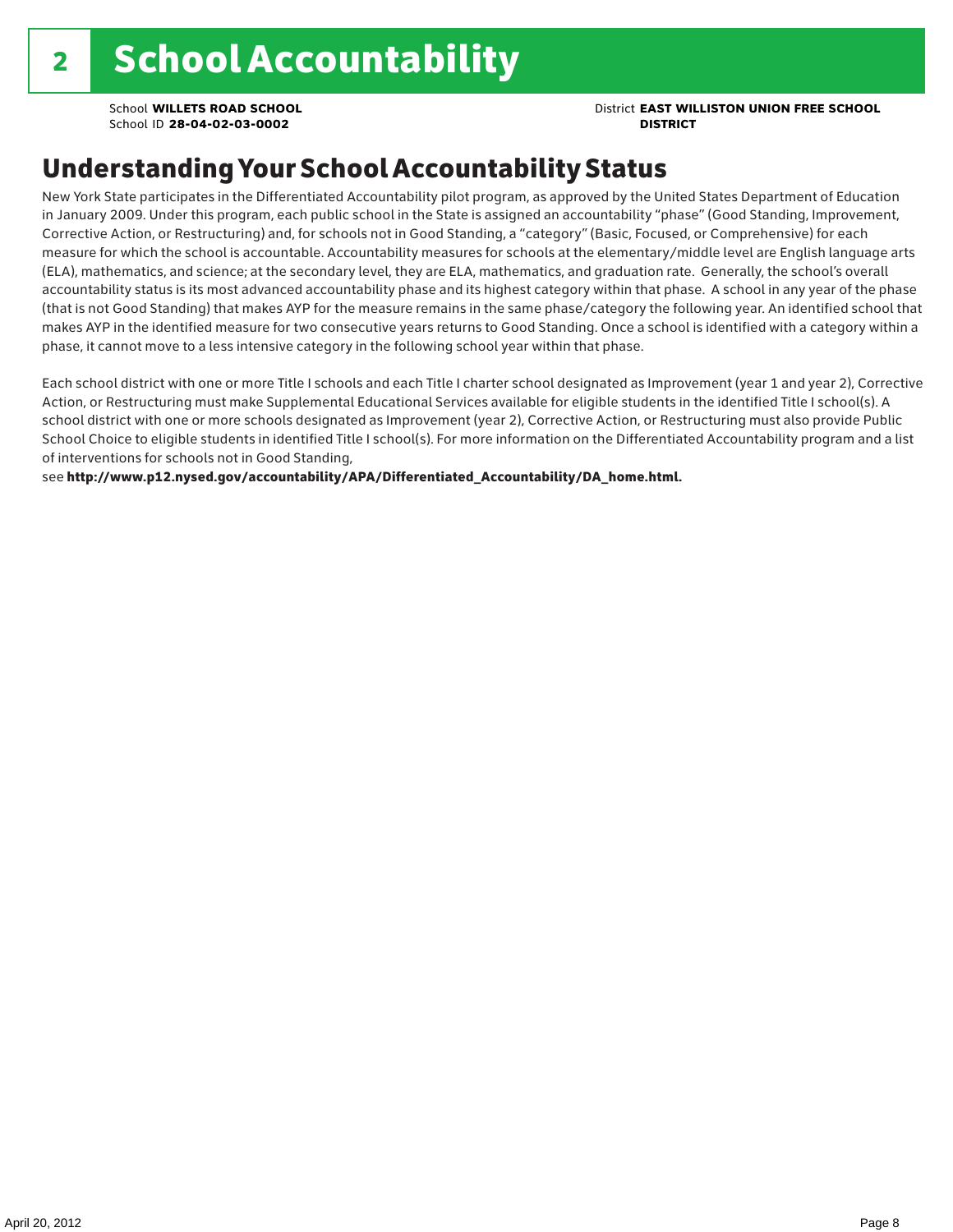# 2 School Accountability

School **WILLETS ROAD SCHOOL**
School ID **28-04-02-03-0002**

District **EAST WILLISTON UNION FREE SCHOOL DISTRICT**

## Understanding Your School Accountability Status

New York State participates in the Differentiated Accountability pilot program, as approved by the United States Department of Education in January 2009. Under this program, each public school in the State is assigned an accountability "phase" (Good Standing, Improvement, Corrective Action, or Restructuring) and, for schools not in Good Standing, a "category" (Basic, Focused, or Comprehensive) for each measure for which the school is accountable. Accountability measures for schools at the elementary/middle level are English language arts (ELA), mathematics, and science; at the secondary level, they are ELA, mathematics, and graduation rate. Generally, the school's overall accountability status is its most advanced accountability phase and its highest category within that phase. A school in any year of the phase (that is not Good Standing) that makes AYP for the measure remains in the same phase/category the following year. An identified school that makes AYP in the identified measure for two consecutive years returns to Good Standing. Once a school is identified with a category within a phase, it cannot move to a less intensive category in the following school year within that phase.

Each school district with one or more Title I schools and each Title I charter school designated as Improvement (year 1 and year 2), Corrective Action, or Restructuring must make Supplemental Educational Services available for eligible students in the identified Title I school(s). A school district with one or more schools designated as Improvement (year 2), Corrective Action, or Restructuring must also provide Public School Choice to eligible students in identified Title I school(s). For more information on the Differentiated Accountability program and a list of interventions for schools not in Good Standing,
see **http://www.p12.nysed.gov/accountability/APA/Differentiated_Accountability/DA_home.html.**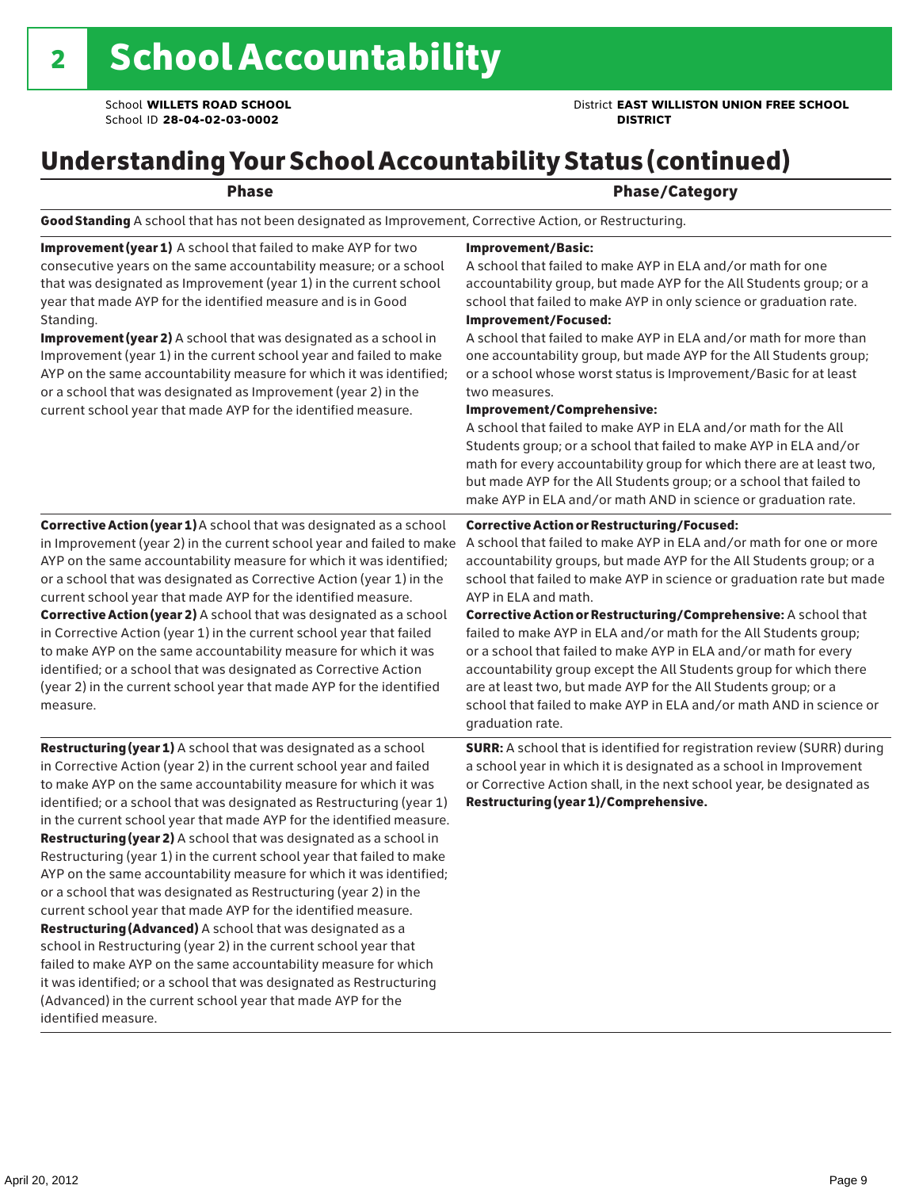# 2 School Accountability

School **WILLETS ROAD SCHOOL**
School ID **28-04-02-03-0002**

District **EAST WILLISTON UNION FREE SCHOOL DISTRICT**

## Understanding Your School Accountability Status (continued)

| Phase | Phase/Category |
|---|---|
| **Good Standing** A school that has not been designated as Improvement, Corrective Action, or Restructuring. | |
| **Improvement (year 1)** A school that failed to make AYP for two consecutive years on the same accountability measure; or a school that was designated as Improvement (year 1) in the current school year that made AYP for the identified measure and is in Good Standing.<br>**Improvement (year 2)** A school that was designated as a school in Improvement (year 1) in the current school year and failed to make AYP on the same accountability measure for which it was identified; or a school that was designated as Improvement (year 2) in the current school year that made AYP for the identified measure. | **Improvement/Basic:**<br>A school that failed to make AYP in ELA and/or math for one accountability group, but made AYP for the All Students group; or a school that failed to make AYP in only science or graduation rate.<br>**Improvement/Focused:**<br>A school that failed to make AYP in ELA and/or math for more than one accountability group, but made AYP for the All Students group; or a school whose worst status is Improvement/Basic for at least two measures.<br>**Improvement/Comprehensive:**<br>A school that failed to make AYP in ELA and/or math for the All Students group; or a school that failed to make AYP in ELA and/or math for every accountability group for which there are at least two, but made AYP for the All Students group; or a school that failed to make AYP in ELA and/or math AND in science or graduation rate. |
| **Corrective Action (year 1)** A school that was designated as a school in Improvement (year 2) in the current school year and failed to make AYP on the same accountability measure for which it was identified; or a school that was designated as Corrective Action (year 1) in the current school year that made AYP for the identified measure.<br>**Corrective Action (year 2)** A school that was designated as a school in Corrective Action (year 1) in the current school year that failed to make AYP on the same accountability measure for which it was identified; or a school that was designated as Corrective Action (year 2) in the current school year that made AYP for the identified measure. | **Corrective Action or Restructuring/Focused:**<br>A school that failed to make AYP in ELA and/or math for one or more accountability groups, but made AYP for the All Students group; or a school that failed to make AYP in science or graduation rate but made AYP in ELA and math.<br>**Corrective Action or Restructuring/Comprehensive:** A school that failed to make AYP in ELA and/or math for the All Students group; or a school that failed to make AYP in ELA and/or math for every accountability group except the All Students group for which there are at least two, but made AYP for the All Students group; or a school that failed to make AYP in ELA and/or math AND in science or graduation rate. |
| **Restructuring (year 1)** A school that was designated as a school in Corrective Action (year 2) in the current school year and failed to make AYP on the same accountability measure for which it was identified; or a school that was designated as Restructuring (year 1) in the current school year that made AYP for the identified measure.<br>**Restructuring (year 2)** A school that was designated as a school in Restructuring (year 1) in the current school year that failed to make AYP on the same accountability measure for which it was identified; or a school that was designated as Restructuring (year 2) in the current school year that made AYP for the identified measure.<br>**Restructuring (Advanced)** A school that was designated as a school in Restructuring (year 2) in the current school year that failed to make AYP on the same accountability measure for which it was identified; or a school that was designated as Restructuring (Advanced) in the current school year that made AYP for the identified measure. | **SURR:** A school that is identified for registration review (SURR) during a school year in which it is designated as a school in Improvement or Corrective Action shall, in the next school year, be designated as **Restructuring (year 1)/Comprehensive.** |

April 20, 2012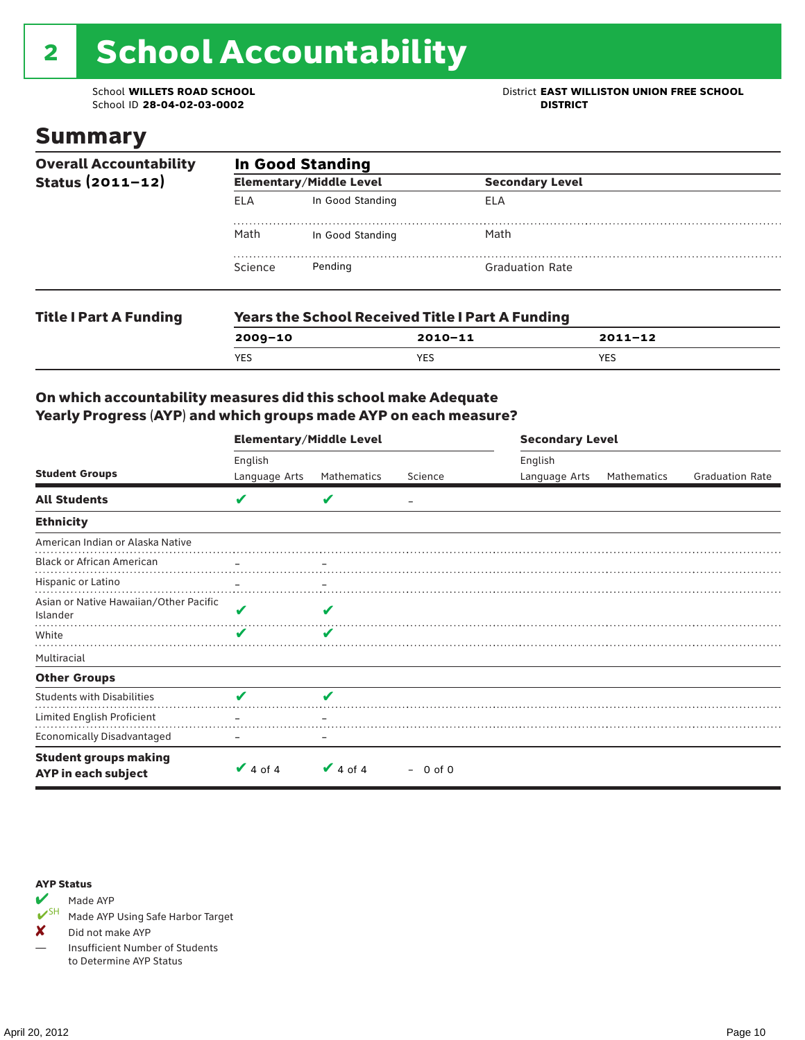# 2 School Accountability

School **WILLETS ROAD SCHOOL**
School ID **28-04-02-03-0002**

District **EAST WILLISTON UNION FREE SCHOOL DISTRICT**

## Summary

**Overall Accountability Status (2011–12)**

**In Good Standing**

| Elementary/Middle Level | | Secondary Level | |
|---|---|---|---|
| ELA | In Good Standing | ELA | |
| Math | In Good Standing | Math | |
| Science | Pending | Graduation Rate | |

**Title I Part A Funding**

**Years the School Received Title I Part A Funding**

| 2009–10 | 2010–11 | 2011–12 |
|---|---|---|
| YES | YES | YES |

**On which accountability measures did this school make Adequate Yearly Progress (AYP) and which groups made AYP on each measure?**

| Student Groups | Elementary/Middle Level: English Language Arts | Elementary/Middle Level: Mathematics | Elementary/Middle Level: Science | Secondary Level: English Language Arts | Secondary Level: Mathematics | Secondary Level: Graduation Rate |
|---|---|---|---|---|---|---|
| **All Students** | ✔ | ✔ | – | | | |
| **Ethnicity** | | | | | | |
| American Indian or Alaska Native | | | | | | |
| Black or African American | – | – | | | | |
| Hispanic or Latino | – | – | | | | |
| Asian or Native Hawaiian/Other Pacific Islander | ✔ | ✔ | | | | |
| White | ✔ | ✔ | | | | |
| Multiracial | | | | | | |
| **Other Groups** | | | | | | |
| Students with Disabilities | ✔ | ✔ | | | | |
| Limited English Proficient | – | – | | | | |
| Economically Disadvantaged | – | – | | | | |
| **Student groups making AYP in each subject** | ✔ 4 of 4 | ✔ 4 of 4 | – 0 of 0 | | | |

**AYP Status**

- ✔ Made AYP
- ✔SH Made AYP Using Safe Harbor Target
- ✘ Did not make AYP
- — Insufficient Number of Students to Determine AYP Status

April 20, 2012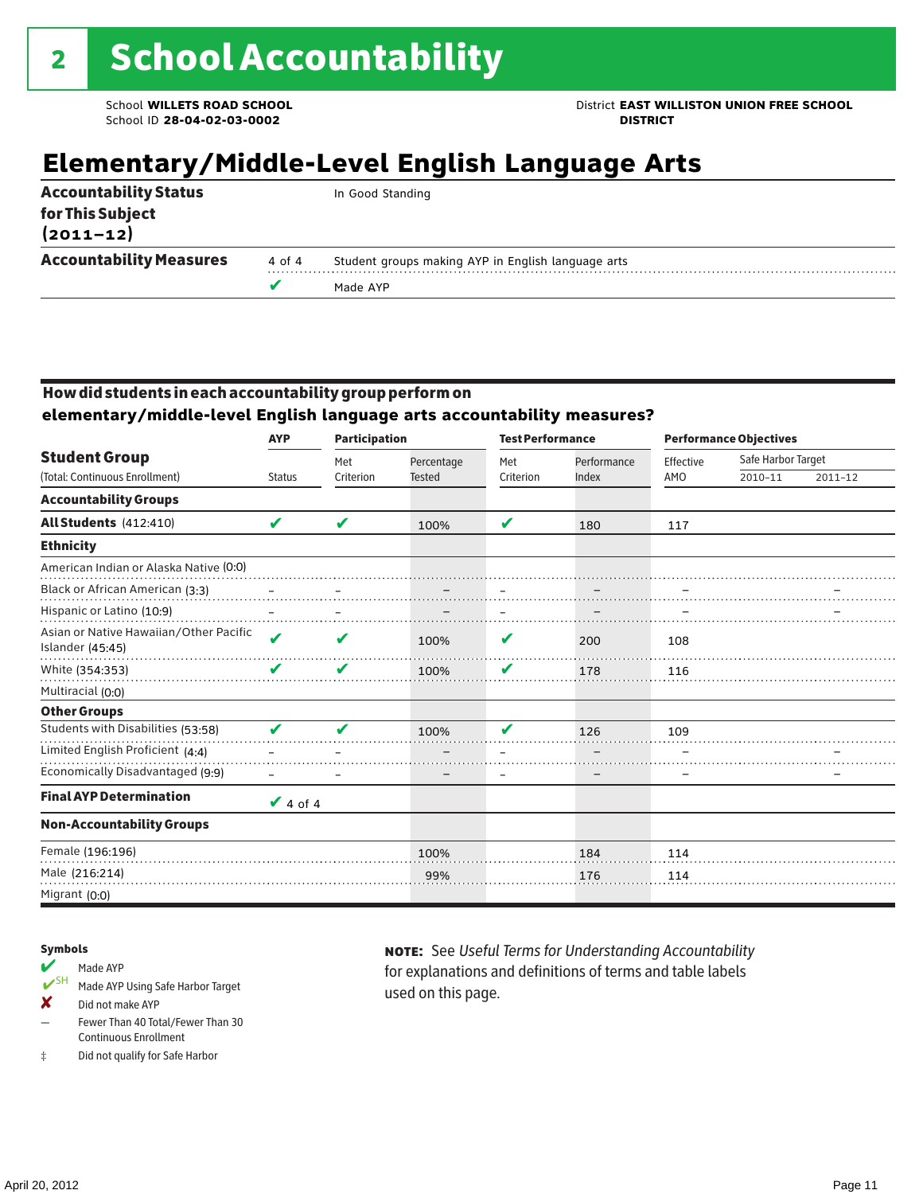# 2 School Accountability

School **WILLETS ROAD SCHOOL**
School ID **28-04-02-03-0002**

District **EAST WILLISTON UNION FREE SCHOOL DISTRICT**

## Elementary/Middle-Level English Language Arts

| | | |
|---|---|---|
| **Accountability Status for This Subject (2011–12)** | | In Good Standing |
| **Accountability Measures** | 4 of 4 | Student groups making AYP in English language arts |
| | ✔ | Made AYP |

### How did students in each accountability group perform on elementary/middle-level English language arts accountability measures?

| Student Group | AYP | Participation | | Test Performance | | Performance Objectives | | |
|---|---|---|---|---|---|---|---|---|
| (Total: Continuous Enrollment) | Status | Met Criterion | Percentage Tested | Met Criterion | Performance Index | Effective AMO | Safe Harbor Target 2010–11 | Safe Harbor Target 2011–12 |
| **Accountability Groups** | | | | | | | | |
| **All Students** (412:410) | ✔ | ✔ | 100% | ✔ | 180 | 117 | | |
| **Ethnicity** | | | | | | | | |
| American Indian or Alaska Native (0:0) | | | | | | | | |
| Black or African American (3:3) | – | – | – | – | – | – | | – |
| Hispanic or Latino (10:9) | – | – | – | – | – | – | | – |
| Asian or Native Hawaiian/Other Pacific Islander (45:45) | ✔ | ✔ | 100% | ✔ | 200 | 108 | | |
| White (354:353) | ✔ | ✔ | 100% | ✔ | 178 | 116 | | |
| Multiracial (0:0) | | | | | | | | |
| **Other Groups** | | | | | | | | |
| Students with Disabilities (53:58) | ✔ | ✔ | 100% | ✔ | 126 | 109 | | |
| Limited English Proficient (4:4) | – | – | – | – | – | – | | – |
| Economically Disadvantaged (9:9) | – | – | – | – | – | – | | – |
| **Final AYP Determination** | ✔ 4 of 4 | | | | | | | |
| **Non-Accountability Groups** | | | | | | | | |
| Female (196:196) | | | 100% | | 184 | 114 | | |
| Male (216:214) | | | 99% | | 176 | 114 | | |
| Migrant (0:0) | | | | | | | | |

**Symbols**

- ✔ Made AYP
- ✔SH Made AYP Using Safe Harbor Target
- ✘ Did not make AYP
- – Fewer Than 40 Total/Fewer Than 30 Continuous Enrollment
- ‡ Did not qualify for Safe Harbor

**NOTE:** See *Useful Terms for Understanding Accountability* for explanations and definitions of terms and table labels used on this page.

April 20, 2012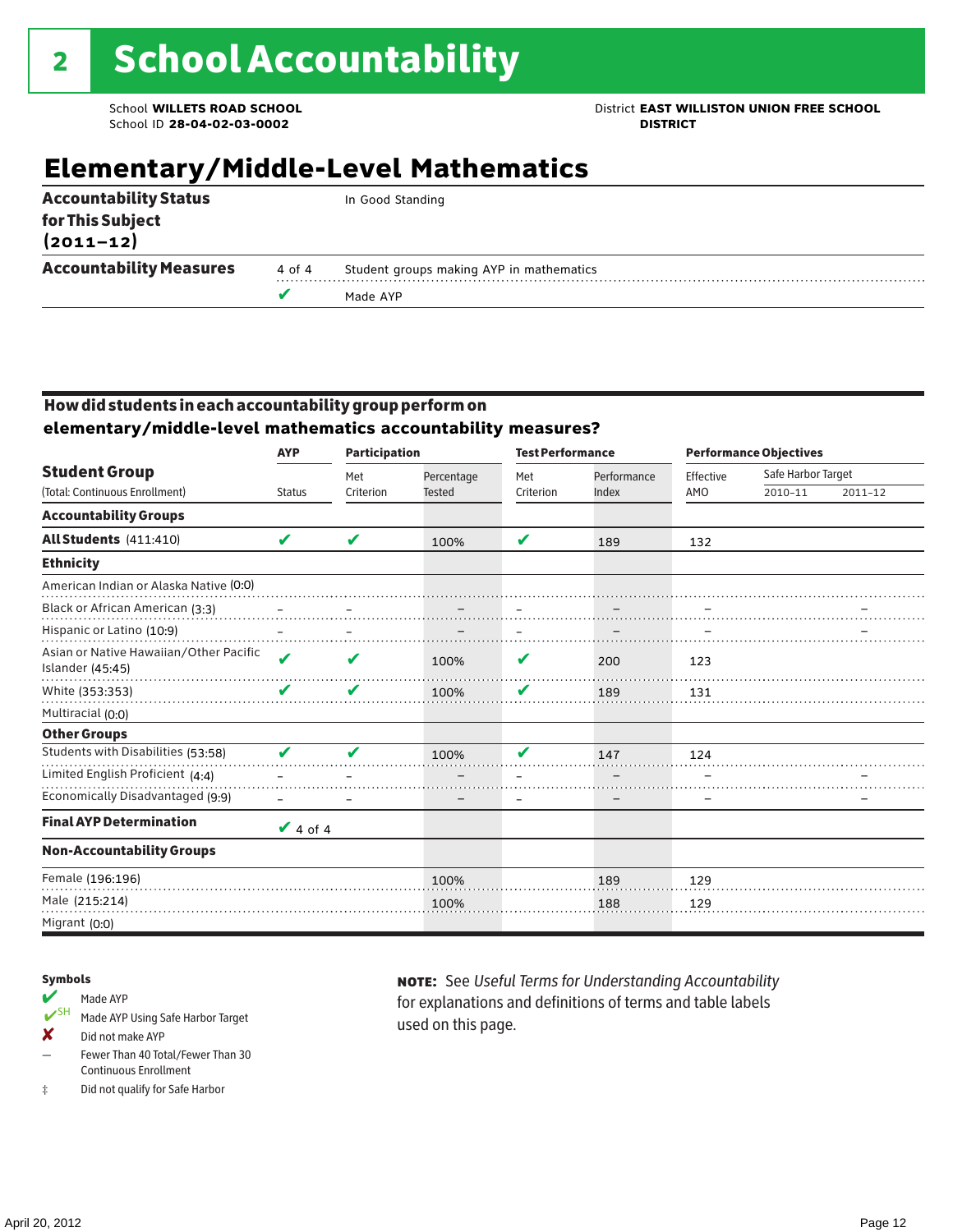## 2 School Accountability

School **WILLETS ROAD SCHOOL**
School ID **28-04-02-03-0002**

District **EAST WILLISTON UNION FREE SCHOOL DISTRICT**

# Elementary/Middle-Level Mathematics

| | | |
|---|---|---|
| **Accountability Status for This Subject (2011–12)** | | In Good Standing |
| **Accountability Measures** | 4 of 4 | Student groups making AYP in mathematics |
| | ✔ | Made AYP |

### How did students in each accountability group perform on elementary/middle-level mathematics accountability measures?

| Student Group (Total: Continuous Enrollment) | AYP Status | Participation Met Criterion | Participation Percentage Tested | Test Performance Met Criterion | Test Performance Performance Index | Performance Objectives Effective AMO | Safe Harbor Target 2010–11 | Safe Harbor Target 2011–12 |
|---|---|---|---|---|---|---|---|---|
| **Accountability Groups** | | | | | | | | |
| **All Students** (411:410) | ✔ | ✔ | 100% | ✔ | 189 | 132 | | |
| **Ethnicity** | | | | | | | | |
| American Indian or Alaska Native (0:0) | | | | | | | | |
| Black or African American (3:3) | – | – | – | – | – | – | | – |
| Hispanic or Latino (10:9) | – | – | – | – | – | – | | – |
| Asian or Native Hawaiian/Other Pacific Islander (45:45) | ✔ | ✔ | 100% | ✔ | 200 | 123 | | |
| White (353:353) | ✔ | ✔ | 100% | ✔ | 189 | 131 | | |
| Multiracial (0:0) | | | | | | | | |
| **Other Groups** | | | | | | | | |
| Students with Disabilities (53:58) | ✔ | ✔ | 100% | ✔ | 147 | 124 | | |
| Limited English Proficient (4:4) | – | – | – | – | – | – | | – |
| Economically Disadvantaged (9:9) | – | – | – | – | – | – | | – |
| **Final AYP Determination** | ✔ 4 of 4 | | | | | | | |
| **Non-Accountability Groups** | | | | | | | | |
| Female (196:196) | | | 100% | | 189 | 129 | | |
| Male (215:214) | | | 100% | | 188 | 129 | | |
| Migrant (0:0) | | | | | | | | |

**Symbols**

- ✔ Made AYP
- ✔SH Made AYP Using Safe Harbor Target
- ✘ Did not make AYP
- — Fewer Than 40 Total/Fewer Than 30 Continuous Enrollment
- ‡ Did not qualify for Safe Harbor

**NOTE:** See *Useful Terms for Understanding Accountability* for explanations and definitions of terms and table labels used on this page.

April 20, 2012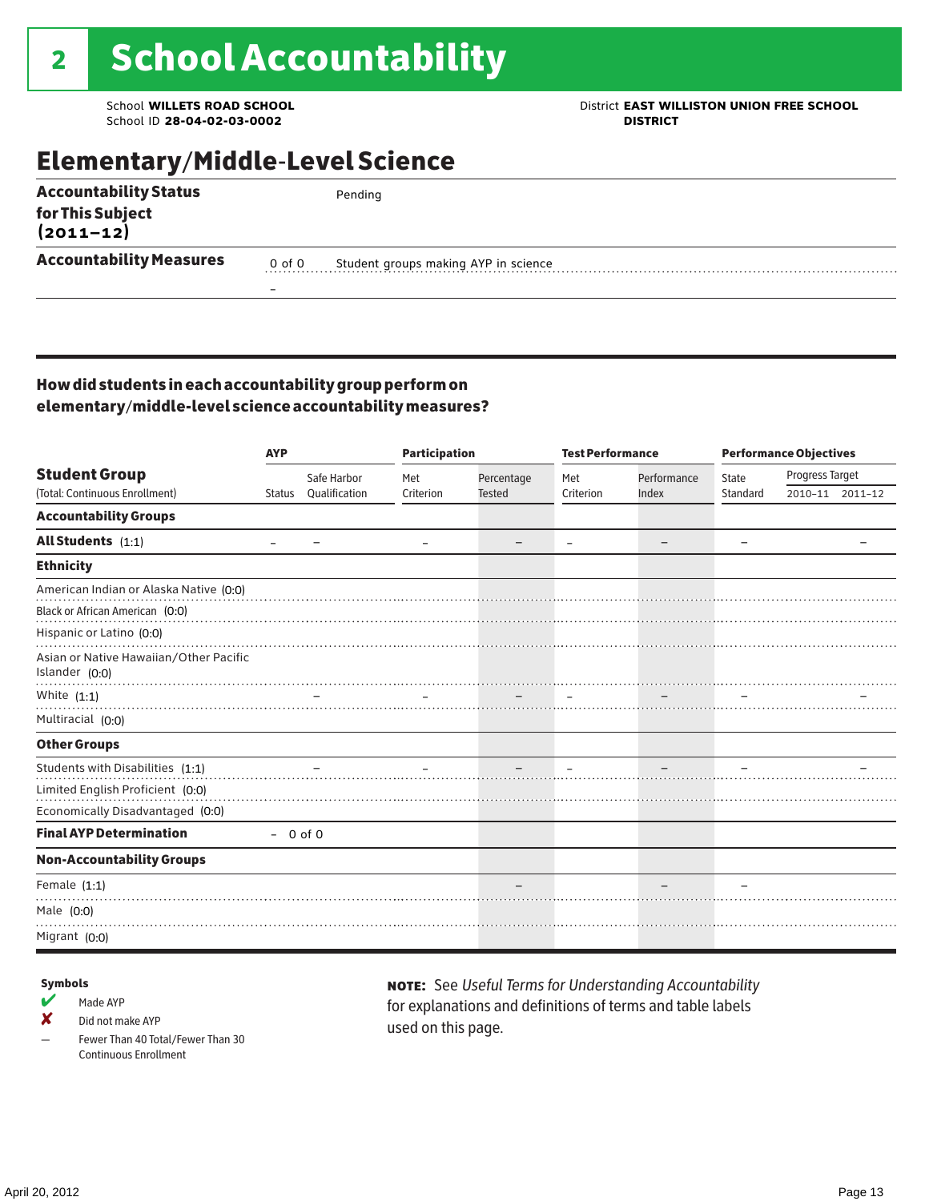# 2 School Accountability

School **WILLETS ROAD SCHOOL**
School ID **28-04-02-03-0002**

District **EAST WILLISTON UNION FREE SCHOOL DISTRICT**

## Elementary/Middle-Level Science

| | | |
|---|---|---|
| **Accountability Status for This Subject (2011–12)** | | Pending |
| **Accountability Measures** | 0 of 0 | Student groups making AYP in science |
| | – | |

### How did students in each accountability group perform on elementary/middle-level science accountability measures?

| Student Group (Total: Continuous Enrollment) | AYP Status | AYP Safe Harbor Qualification | Participation Met Criterion | Participation Percentage Tested | Test Performance Met Criterion | Test Performance Performance Index | Performance Objectives State Standard | Progress Target 2010–11 | Progress Target 2011–12 |
|---|---|---|---|---|---|---|---|---|---|
| **Accountability Groups** | | | | | | | | | |
| **All Students** (1:1) | – | – | – | – | – | – | – | | – |
| **Ethnicity** | | | | | | | | | |
| American Indian or Alaska Native (0:0) | | | | | | | | | |
| Black or African American (0:0) | | | | | | | | | |
| Hispanic or Latino (0:0) | | | | | | | | | |
| Asian or Native Hawaiian/Other Pacific Islander (0:0) | | | | | | | | | |
| White (1:1) | | – | – | – | – | – | – | | – |
| Multiracial (0:0) | | | | | | | | | |
| **Other Groups** | | | | | | | | | |
| Students with Disabilities (1:1) | | – | – | – | – | – | – | | – |
| Limited English Proficient (0:0) | | | | | | | | | |
| Economically Disadvantaged (0:0) | | | | | | | | | |
| **Final AYP Determination** | – | 0 of 0 | | | | | | | |
| **Non-Accountability Groups** | | | | | | | | | |
| Female (1:1) | | | | – | | – | – | | |
| Male (0:0) | | | | | | | | | |
| Migrant (0:0) | | | | | | | | | |

**Symbols**

- ✔ Made AYP
- ✘ Did not make AYP
- – Fewer Than 40 Total/Fewer Than 30 Continuous Enrollment

**NOTE:** See *Useful Terms for Understanding Accountability* for explanations and definitions of terms and table labels used on this page.

April 20, 2012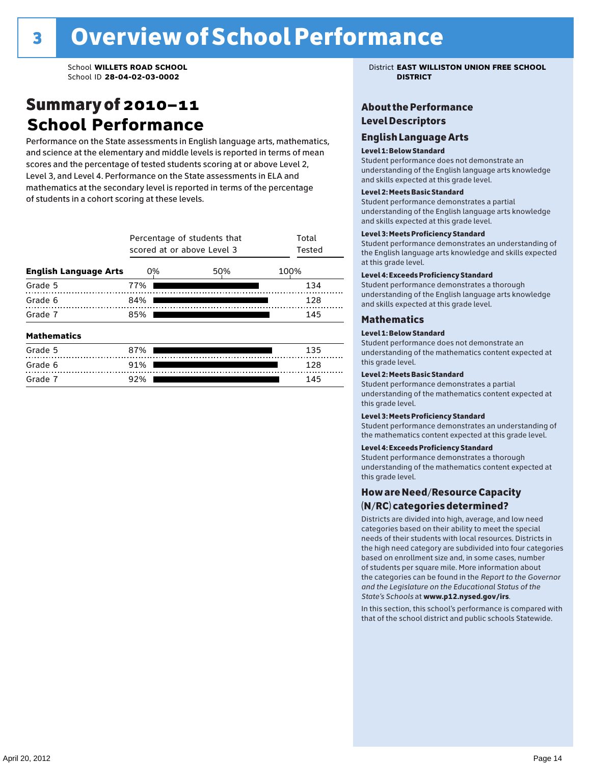# 3 Overview of School Performance

School **WILLETS ROAD SCHOOL**
School ID **28-04-02-03-0002**

District **EAST WILLISTON UNION FREE SCHOOL DISTRICT**

## Summary of 2010–11 School Performance

Performance on the State assessments in English language arts, mathematics, and science at the elementary and middle levels is reported in terms of mean scores and the percentage of tested students scoring at or above Level 2, Level 3, and Level 4. Performance on the State assessments in ELA and mathematics at the secondary level is reported in terms of the percentage of students in a cohort scoring at these levels.

| | Percentage of students that scored at or above Level 3 | Total Tested |
|---|---|---|
| **English Language Arts** | | |
| Grade 5 | 77% | 134 |
| Grade 6 | 84% | 128 |
| Grade 7 | 85% | 145 |
| **Mathematics** | | |
| Grade 5 | 87% | 135 |
| Grade 6 | 91% | 128 |
| Grade 7 | 92% | 145 |

### About the Performance Level Descriptors

#### English Language Arts

**Level 1: Below Standard**
Student performance does not demonstrate an understanding of the English language arts knowledge and skills expected at this grade level.

**Level 2: Meets Basic Standard**
Student performance demonstrates a partial understanding of the English language arts knowledge and skills expected at this grade level.

**Level 3: Meets Proficiency Standard**
Student performance demonstrates an understanding of the English language arts knowledge and skills expected at this grade level.

**Level 4: Exceeds Proficiency Standard**
Student performance demonstrates a thorough understanding of the English language arts knowledge and skills expected at this grade level.

#### Mathematics

**Level 1: Below Standard**
Student performance does not demonstrate an understanding of the mathematics content expected at this grade level.

**Level 2: Meets Basic Standard**
Student performance demonstrates a partial understanding of the mathematics content expected at this grade level.

**Level 3: Meets Proficiency Standard**
Student performance demonstrates an understanding of the mathematics content expected at this grade level.

**Level 4: Exceeds Proficiency Standard**
Student performance demonstrates a thorough understanding of the mathematics content expected at this grade level.

### How are Need/Resource Capacity (N/RC) categories determined?

Districts are divided into high, average, and low need categories based on their ability to meet the special needs of their students with local resources. Districts in the high need category are subdivided into four categories based on enrollment size and, in some cases, number of students per square mile. More information about the categories can be found in the *Report to the Governor and the Legislature on the Educational Status of the State's Schools* at **www.p12.nysed.gov/irs**.

In this section, this school's performance is compared with that of the school district and public schools Statewide.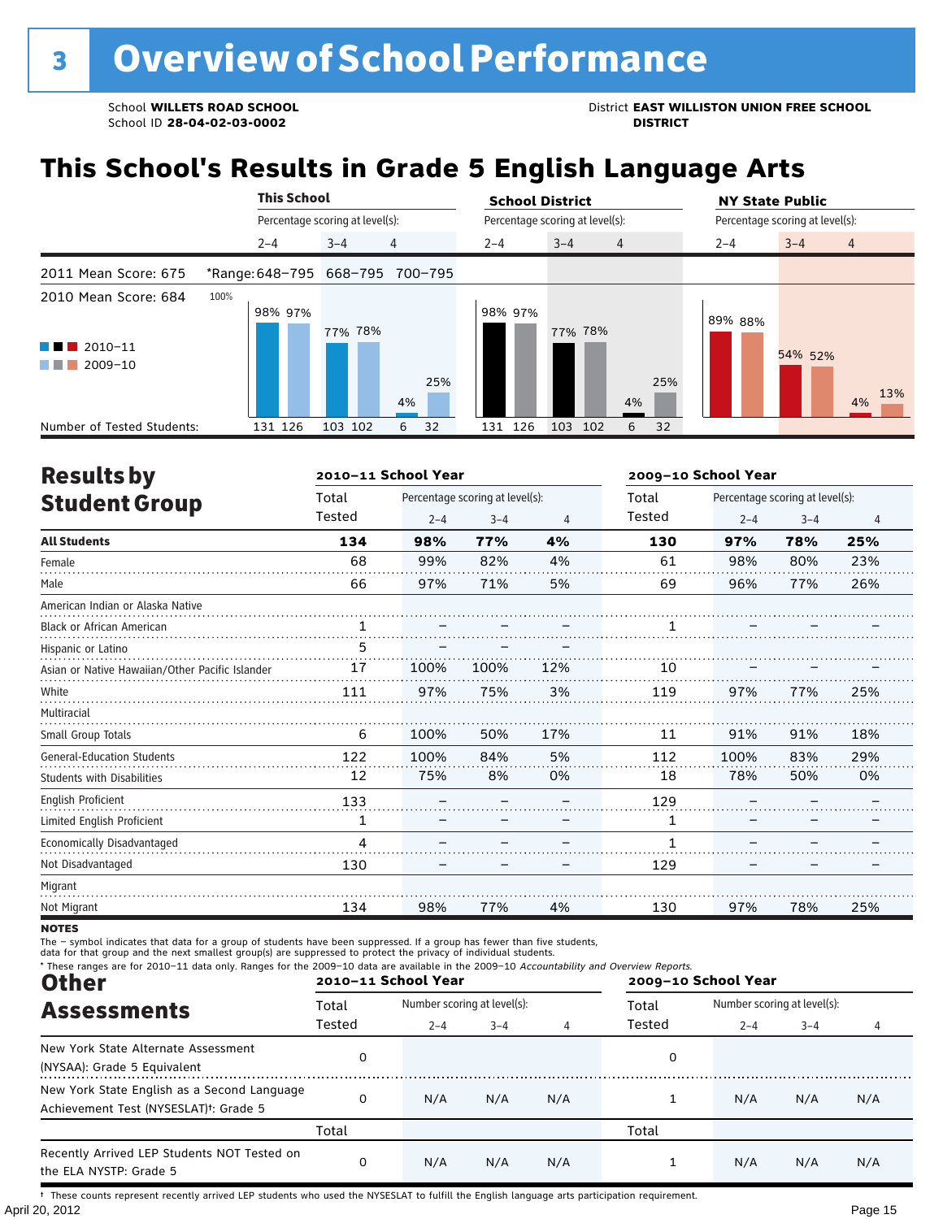# 3 Overview of School Performance

School **WILLETS ROAD SCHOOL**
School ID **28-04-02-03-0002**

District **EAST WILLISTON UNION FREE SCHOOL DISTRICT**

## This School's Results in Grade 5 English Language Arts

2011 Mean Score: 675
2010 Mean Score: 684

| | This School 2–4 | This School 3–4 | This School 4 | School District 2–4 | School District 3–4 | School District 4 | NY State Public 2–4 | NY State Public 3–4 | NY State Public 4 |
|---|---|---|---|---|---|---|---|---|---|
| *Range | 648–795 | 668–795 | 700–795 | | | | | | |
| 2010–11 | 98% | 77% | 4% | 98% | 77% | 4% | 89% | 54% | 4% |
| 2009–10 | 97% | 78% | 25% | 97% | 78% | 25% | 88% | 52% | 13% |
| Number of Tested Students 2010–11 | 131 | 103 | 6 | 131 | 103 | 6 | | | |
| Number of Tested Students 2009–10 | 126 | 102 | 32 | 126 | 102 | 32 | | | |

## Results by Student Group

| | 2010–11 Total Tested | 2010–11 2–4 | 2010–11 3–4 | 2010–11 4 | 2009–10 Total Tested | 2009–10 2–4 | 2009–10 3–4 | 2009–10 4 |
|---|---|---|---|---|---|---|---|---|
| **All Students** | **134** | **98%** | **77%** | **4%** | **130** | **97%** | **78%** | **25%** |
| Female | 68 | 99% | 82% | 4% | 61 | 98% | 80% | 23% |
| Male | 66 | 97% | 71% | 5% | 69 | 96% | 77% | 26% |
| American Indian or Alaska Native | | | | | | | | |
| Black or African American | 1 | – | – | – | 1 | – | – | – |
| Hispanic or Latino | 5 | – | – | – | | | | |
| Asian or Native Hawaiian/Other Pacific Islander | 17 | 100% | 100% | 12% | 10 | – | – | – |
| White | 111 | 97% | 75% | 3% | 119 | 97% | 77% | 25% |
| Multiracial | | | | | | | | |
| Small Group Totals | 6 | 100% | 50% | 17% | 11 | 91% | 91% | 18% |
| General-Education Students | 122 | 100% | 84% | 5% | 112 | 100% | 83% | 29% |
| Students with Disabilities | 12 | 75% | 8% | 0% | 18 | 78% | 50% | 0% |
| English Proficient | 133 | – | – | – | 129 | – | – | – |
| Limited English Proficient | 1 | – | – | – | 1 | – | – | – |
| Economically Disadvantaged | 4 | – | – | – | 1 | – | – | – |
| Not Disadvantaged | 130 | – | – | – | 129 | – | – | – |
| Migrant | | | | | | | | |
| Not Migrant | 134 | 98% | 77% | 4% | 130 | 97% | 78% | 25% |

**NOTES**

The – symbol indicates that data for a group of students have been suppressed. If a group has fewer than five students, data for that group and the next smallest group(s) are suppressed to protect the privacy of individual students.

\* These ranges are for 2010–11 data only. Ranges for the 2009–10 data are available in the 2009–10 *Accountability and Overview Reports.*

## Other Assessments

| | 2010–11 Total Tested | 2010–11 2–4 | 2010–11 3–4 | 2010–11 4 | 2009–10 Total Tested | 2009–10 2–4 | 2009–10 3–4 | 2009–10 4 |
|---|---|---|---|---|---|---|---|---|
| New York State Alternate Assessment (NYSAA): Grade 5 Equivalent | 0 | | | | 0 | | | |
| New York State English as a Second Language Achievement Test (NYSESLAT)†: Grade 5 | 0 | N/A | N/A | N/A | 1 | N/A | N/A | N/A |
| | **Total** | | | | **Total** | | | |
| Recently Arrived LEP Students NOT Tested on the ELA NYSTP: Grade 5 | 0 | N/A | N/A | N/A | 1 | N/A | N/A | N/A |

† These counts represent recently arrived LEP students who used the NYSESLAT to fulfill the English language arts participation requirement.

April 20, 2012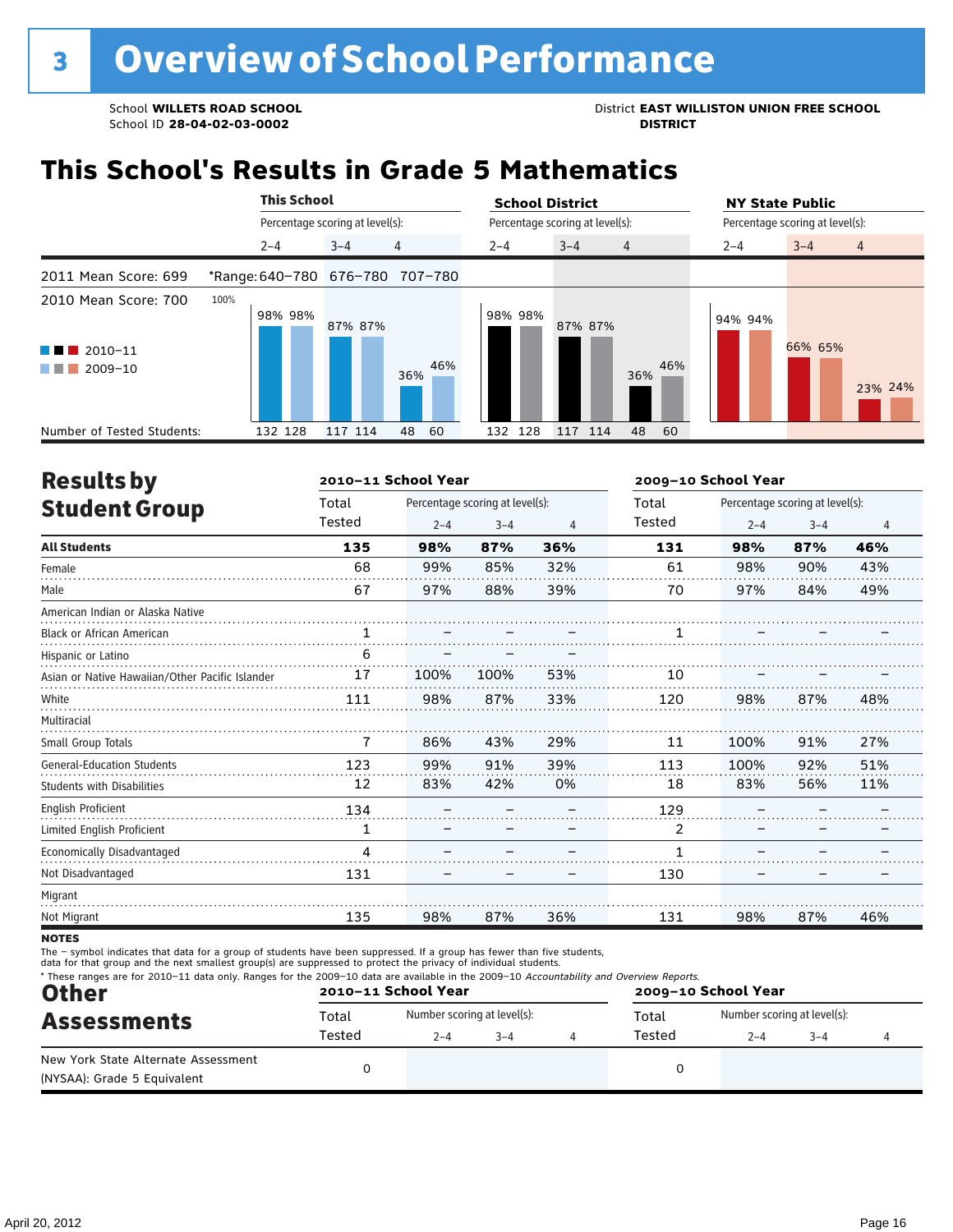# 3 Overview of School Performance

School **WILLETS ROAD SCHOOL**
School ID **28-04-02-03-0002**

District **EAST WILLISTON UNION FREE SCHOOL DISTRICT**

## This School's Results in Grade 5 Mathematics

2011 Mean Score: 699 — *Range: 640–780 (2–4), 676–780 (3–4), 707–780 (4)

2010 Mean Score: 700

| | This School 2–4 | This School 3–4 | This School 4 | School District 2–4 | School District 3–4 | School District 4 | NY State Public 2–4 | NY State Public 3–4 | NY State Public 4 |
|---|---|---|---|---|---|---|---|---|---|
| 2010–11 | 98% | 87% | 36% | 98% | 87% | 36% | 94% | 66% | 23% |
| 2009–10 | 98% | 87% | 46% | 98% | 87% | 46% | 94% | 65% | 24% |
| Number of Tested Students (2010–11) | 132 | 117 | 48 | 132 | 117 | 48 | | | |
| Number of Tested Students (2009–10) | 128 | 114 | 60 | 128 | 114 | 60 | | | |

## Results by Student Group

| | 2010–11 Total Tested | 2010–11 2–4 | 2010–11 3–4 | 2010–11 4 | 2009–10 Total Tested | 2009–10 2–4 | 2009–10 3–4 | 2009–10 4 |
|---|---|---|---|---|---|---|---|---|
| **All Students** | **135** | **98%** | **87%** | **36%** | **131** | **98%** | **87%** | **46%** |
| Female | 68 | 99% | 85% | 32% | 61 | 98% | 90% | 43% |
| Male | 67 | 97% | 88% | 39% | 70 | 97% | 84% | 49% |
| American Indian or Alaska Native | | | | | | | | |
| Black or African American | 1 | – | – | – | 1 | – | – | – |
| Hispanic or Latino | 6 | – | – | – | | | | |
| Asian or Native Hawaiian/Other Pacific Islander | 17 | 100% | 100% | 53% | 10 | – | – | – |
| White | 111 | 98% | 87% | 33% | 120 | 98% | 87% | 48% |
| Multiracial | | | | | | | | |
| Small Group Totals | 7 | 86% | 43% | 29% | 11 | 100% | 91% | 27% |
| General-Education Students | 123 | 99% | 91% | 39% | 113 | 100% | 92% | 51% |
| Students with Disabilities | 12 | 83% | 42% | 0% | 18 | 83% | 56% | 11% |
| English Proficient | 134 | – | – | – | 129 | – | – | – |
| Limited English Proficient | 1 | – | – | – | 2 | – | – | – |
| Economically Disadvantaged | 4 | – | – | – | 1 | – | – | – |
| Not Disadvantaged | 131 | – | – | – | 130 | – | – | – |
| Migrant | | | | | | | | |
| Not Migrant | 135 | 98% | 87% | 36% | 131 | 98% | 87% | 46% |

**NOTES**

The – symbol indicates that data for a group of students have been suppressed. If a group has fewer than five students, data for that group and the next smallest group(s) are suppressed to protect the privacy of individual students.

* These ranges are for 2010–11 data only. Ranges for the 2009–10 data are available in the 2009–10 *Accountability and Overview Reports.*

## Other Assessments

| | 2010–11 Total Tested | 2010–11 2–4 | 2010–11 3–4 | 2010–11 4 | 2009–10 Total Tested | 2009–10 2–4 | 2009–10 3–4 | 2009–10 4 |
|---|---|---|---|---|---|---|---|---|
| New York State Alternate Assessment (NYSAA): Grade 5 Equivalent | 0 | | | | 0 | | | |

April 20, 2012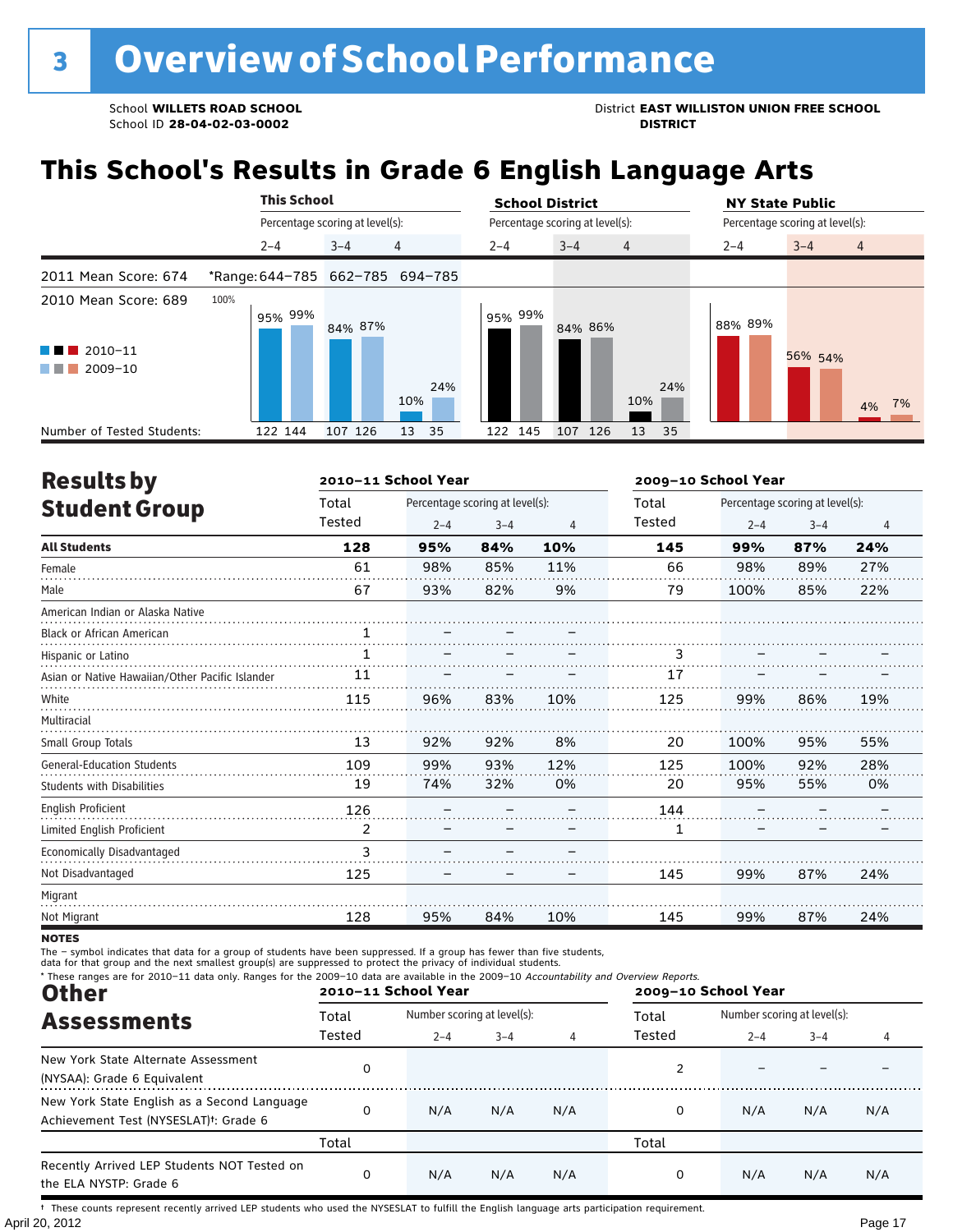# 3 Overview of School Performance

School **WILLETS ROAD SCHOOL**
School ID **28-04-02-03-0002**

District **EAST WILLISTON UNION FREE SCHOOL DISTRICT**

## This School's Results in Grade 6 English Language Arts

2011 Mean Score: 674
2010 Mean Score: 689

*Range: 644–785 (2–4), 662–785 (3–4), 694–785 (4)

| | This School 2–4 | | This School 3–4 | | This School 4 | | School District 2–4 | | School District 3–4 | | School District 4 | | NY State Public 2–4 | | NY State Public 3–4 | | NY State Public 4 | |
|---|---|---|---|---|---|---|---|---|---|---|---|---|---|---|---|---|---|---|
| | 2010–11 | 2009–10 | 2010–11 | 2009–10 | 2010–11 | 2009–10 | 2010–11 | 2009–10 | 2010–11 | 2009–10 | 2010–11 | 2009–10 | 2010–11 | 2009–10 | 2010–11 | 2009–10 | 2010–11 | 2009–10 |
| Percentage | 95% | 99% | 84% | 87% | 10% | 24% | 95% | 99% | 84% | 86% | 10% | 24% | 88% | 89% | 56% | 54% | 4% | 7% |
| Number of Tested Students | 122 | 144 | 107 | 126 | 13 | 35 | 122 | 145 | 107 | 126 | 13 | 35 | | | | | | |

## Results by Student Group

| | 2010–11 Total Tested | 2010–11 2–4 | 2010–11 3–4 | 2010–11 4 | 2009–10 Total Tested | 2009–10 2–4 | 2009–10 3–4 | 2009–10 4 |
|---|---|---|---|---|---|---|---|---|
| **All Students** | **128** | **95%** | **84%** | **10%** | **145** | **99%** | **87%** | **24%** |
| Female | 61 | 98% | 85% | 11% | 66 | 98% | 89% | 27% |
| Male | 67 | 93% | 82% | 9% | 79 | 100% | 85% | 22% |
| American Indian or Alaska Native | | | | | | | | |
| Black or African American | 1 | – | – | – | | | | |
| Hispanic or Latino | 1 | – | – | – | 3 | – | – | – |
| Asian or Native Hawaiian/Other Pacific Islander | 11 | – | – | – | 17 | – | – | – |
| White | 115 | 96% | 83% | 10% | 125 | 99% | 86% | 19% |
| Multiracial | | | | | | | | |
| Small Group Totals | 13 | 92% | 92% | 8% | 20 | 100% | 95% | 55% |
| General-Education Students | 109 | 99% | 93% | 12% | 125 | 100% | 92% | 28% |
| Students with Disabilities | 19 | 74% | 32% | 0% | 20 | 95% | 55% | 0% |
| English Proficient | 126 | – | – | – | 144 | – | – | – |
| Limited English Proficient | 2 | – | – | – | 1 | – | – | – |
| Economically Disadvantaged | 3 | – | – | – | | | | |
| Not Disadvantaged | 125 | – | – | – | 145 | 99% | 87% | 24% |
| Migrant | | | | | | | | |
| Not Migrant | 128 | 95% | 84% | 10% | 145 | 99% | 87% | 24% |

**NOTES**

The – symbol indicates that data for a group of students have been suppressed. If a group has fewer than five students, data for that group and the next smallest group(s) are suppressed to protect the privacy of individual students.

* These ranges are for 2010–11 data only. Ranges for the 2009–10 data are available in the 2009–10 *Accountability and Overview Reports.*

## Other Assessments

| | 2010–11 Total Tested | 2010–11 2–4 | 2010–11 3–4 | 2010–11 4 | 2009–10 Total Tested | 2009–10 2–4 | 2009–10 3–4 | 2009–10 4 |
|---|---|---|---|---|---|---|---|---|
| New York State Alternate Assessment (NYSAA): Grade 6 Equivalent | 0 | | | | 2 | – | – | – |
| New York State English as a Second Language Achievement Test (NYSESLAT)†: Grade 6 | 0 | N/A | N/A | N/A | 0 | N/A | N/A | N/A |
| | Total | | | | Total | | | |
| Recently Arrived LEP Students NOT Tested on the ELA NYSTP: Grade 6 | 0 | N/A | N/A | N/A | 0 | N/A | N/A | N/A |

† These counts represent recently arrived LEP students who used the NYSESLAT to fulfill the English language arts participation requirement.

April 20, 2012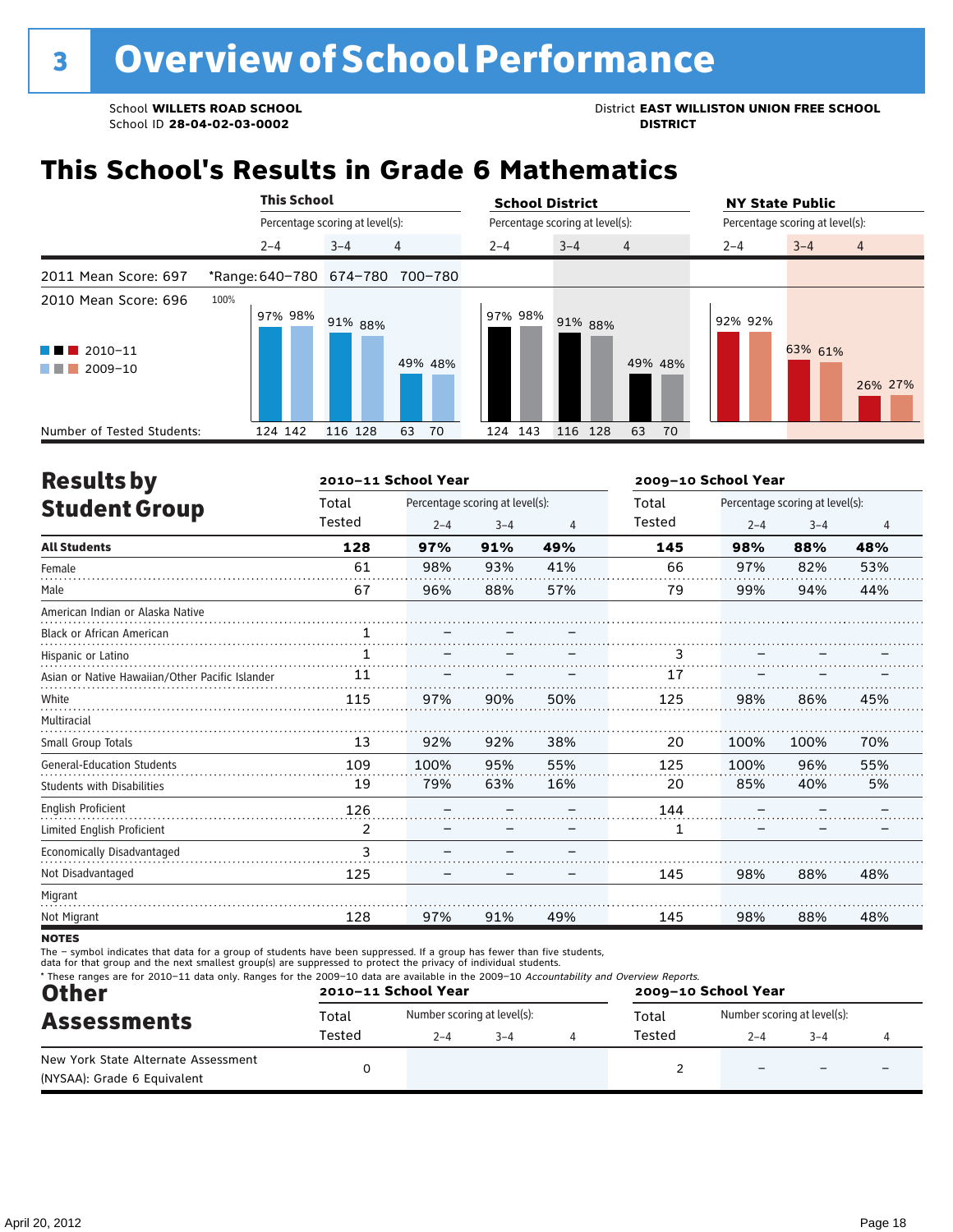# 3 Overview of School Performance

School **WILLETS ROAD SCHOOL**
School ID **28-04-02-03-0002**

District **EAST WILLISTON UNION FREE SCHOOL DISTRICT**

## This School's Results in Grade 6 Mathematics

2011 Mean Score: 697
2010 Mean Score: 696

*Range: 640–780 (2–4), 674–780 (3–4), 700–780 (4)

Percentage scoring at level(s) (2010–11 / 2009–10):

| | This School 2–4 | This School 3–4 | This School 4 | School District 2–4 | School District 3–4 | School District 4 | NY State Public 2–4 | NY State Public 3–4 | NY State Public 4 |
|---|---|---|---|---|---|---|---|---|---|
| 2010–11 | 97% | 91% | 49% | 97% | 91% | 49% | 92% | 63% | 26% |
| 2009–10 | 98% | 88% | 48% | 98% | 88% | 48% | 92% | 61% | 27% |
| Number of Tested Students (2010–11) | 124 | 116 | 63 | 124 | 116 | 63 | | | |
| Number of Tested Students (2009–10) | 142 | 128 | 70 | 143 | 128 | 70 | | | |

## Results by Student Group

| | 2010–11 School Year | | | | 2009–10 School Year | | | |
|---|---|---|---|---|---|---|---|---|
| | Total Tested | Percentage scoring at level(s): 2–4 | 3–4 | 4 | Total Tested | Percentage scoring at level(s): 2–4 | 3–4 | 4 |
| **All Students** | **128** | **97%** | **91%** | **49%** | **145** | **98%** | **88%** | **48%** |
| Female | 61 | 98% | 93% | 41% | 66 | 97% | 82% | 53% |
| Male | 67 | 96% | 88% | 57% | 79 | 99% | 94% | 44% |
| American Indian or Alaska Native | | | | | | | | |
| Black or African American | 1 | – | – | – | | | | |
| Hispanic or Latino | 1 | – | – | – | 3 | – | – | – |
| Asian or Native Hawaiian/Other Pacific Islander | 11 | – | – | – | 17 | – | – | – |
| White | 115 | 97% | 90% | 50% | 125 | 98% | 86% | 45% |
| Multiracial | | | | | | | | |
| Small Group Totals | 13 | 92% | 92% | 38% | 20 | 100% | 100% | 70% |
| General-Education Students | 109 | 100% | 95% | 55% | 125 | 100% | 96% | 55% |
| Students with Disabilities | 19 | 79% | 63% | 16% | 20 | 85% | 40% | 5% |
| English Proficient | 126 | – | – | – | 144 | – | – | – |
| Limited English Proficient | 2 | – | – | – | 1 | – | – | – |
| Economically Disadvantaged | 3 | – | – | – | | | | |
| Not Disadvantaged | 125 | – | – | – | 145 | 98% | 88% | 48% |
| Migrant | | | | | | | | |
| Not Migrant | 128 | 97% | 91% | 49% | 145 | 98% | 88% | 48% |

**NOTES**

The – symbol indicates that data for a group of students have been suppressed. If a group has fewer than five students, data for that group and the next smallest group(s) are suppressed to protect the privacy of individual students.

\* These ranges are for 2010–11 data only. Ranges for the 2009–10 data are available in the 2009–10 *Accountability and Overview Reports.*

## Other Assessments

| | 2010–11 School Year | | | | 2009–10 School Year | | | |
|---|---|---|---|---|---|---|---|---|
| | Total Tested | Number scoring at level(s): 2–4 | 3–4 | 4 | Total Tested | Number scoring at level(s): 2–4 | 3–4 | 4 |
| New York State Alternate Assessment (NYSAA): Grade 6 Equivalent | 0 | | | | 2 | – | – | – |

April 20, 2012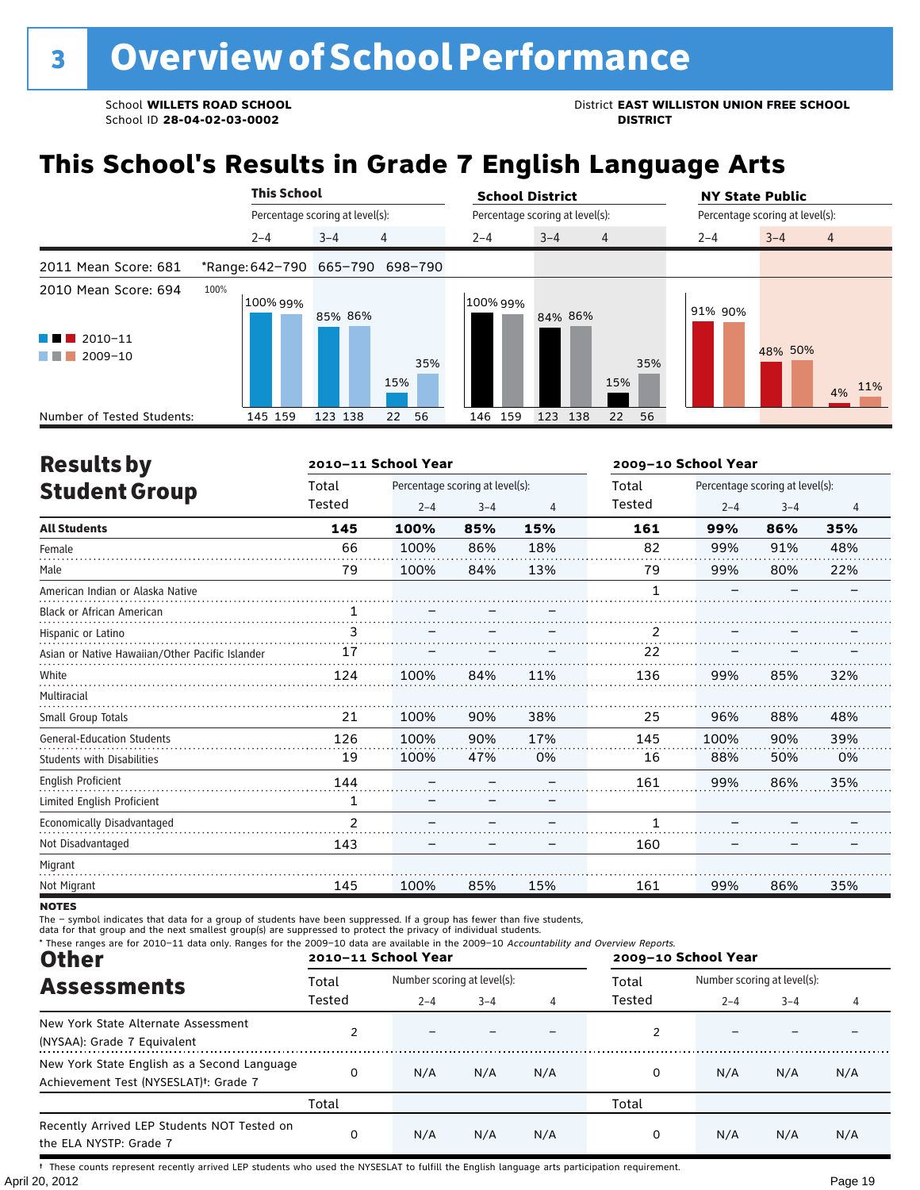## 3 Overview of School Performance

School **WILLETS ROAD SCHOOL**
School ID **28-04-02-03-0002**

District **EAST WILLISTON UNION FREE SCHOOL DISTRICT**

# This School's Results in Grade 7 English Language Arts

| | This School | | | School District | | | NY State Public | | |
|---|---|---|---|---|---|---|---|---|---|
| | Percentage scoring at level(s): | | | Percentage scoring at level(s): | | | Percentage scoring at level(s): | | |
| | 2–4 | 3–4 | 4 | 2–4 | 3–4 | 4 | 2–4 | 3–4 | 4 |
| 2011 Mean Score: 681 | *Range: 642–790 | 665–790 | 698–790 | | | | | | |
| 2010 Mean Score: 694 | | | | | | | | | |
| 2010–11 | 100% | 85% | 15% | 100% | 84% | 15% | 91% | 48% | 4% |
| 2009–10 | 99% | 86% | 35% | 99% | 86% | 35% | 90% | 50% | 11% |
| Number of Tested Students: 2010–11 | 145 | 123 | 22 | 146 | 123 | 22 | | | |
| Number of Tested Students: 2009–10 | 159 | 138 | 56 | 159 | 138 | 56 | | | |

## Results by Student Group

| | 2010–11 School Year | | | | 2009–10 School Year | | | |
|---|---|---|---|---|---|---|---|---|
| | Total Tested | Percentage scoring at level(s): 2–4 | 3–4 | 4 | Total Tested | Percentage scoring at level(s): 2–4 | 3–4 | 4 |
| **All Students** | **145** | **100%** | **85%** | **15%** | **161** | **99%** | **86%** | **35%** |
| Female | 66 | 100% | 86% | 18% | 82 | 99% | 91% | 48% |
| Male | 79 | 100% | 84% | 13% | 79 | 99% | 80% | 22% |
| American Indian or Alaska Native | | | | | 1 | – | – | – |
| Black or African American | 1 | – | – | – | | | | |
| Hispanic or Latino | 3 | – | – | – | 2 | – | – | – |
| Asian or Native Hawaiian/Other Pacific Islander | 17 | – | – | – | 22 | – | – | – |
| White | 124 | 100% | 84% | 11% | 136 | 99% | 85% | 32% |
| Multiracial | | | | | | | | |
| Small Group Totals | 21 | 100% | 90% | 38% | 25 | 96% | 88% | 48% |
| General-Education Students | 126 | 100% | 90% | 17% | 145 | 100% | 90% | 39% |
| Students with Disabilities | 19 | 100% | 47% | 0% | 16 | 88% | 50% | 0% |
| English Proficient | 144 | – | – | – | 161 | 99% | 86% | 35% |
| Limited English Proficient | 1 | – | – | – | | | | |
| Economically Disadvantaged | 2 | – | – | – | 1 | – | – | – |
| Not Disadvantaged | 143 | – | – | – | 160 | – | – | – |
| Migrant | | | | | | | | |
| Not Migrant | 145 | 100% | 85% | 15% | 161 | 99% | 86% | 35% |

**NOTES**

The – symbol indicates that data for a group of students have been suppressed. If a group has fewer than five students, data for that group and the next smallest group(s) are suppressed to protect the privacy of individual students.
* These ranges are for 2010–11 data only. Ranges for the 2009–10 data are available in the 2009–10 *Accountability and Overview Reports.*

## Other Assessments

| | 2010–11 School Year | | | | 2009–10 School Year | | | |
|---|---|---|---|---|---|---|---|---|
| | Total Tested | Number scoring at level(s): 2–4 | 3–4 | 4 | Total Tested | Number scoring at level(s): 2–4 | 3–4 | 4 |
| New York State Alternate Assessment (NYSAA): Grade 7 Equivalent | 2 | – | – | – | 2 | – | – | – |
| New York State English as a Second Language Achievement Test (NYSESLAT)†: Grade 7 | 0 | N/A | N/A | N/A | 0 | N/A | N/A | N/A |
| | Total | | | | Total | | | |
| Recently Arrived LEP Students NOT Tested on the ELA NYSTP: Grade 7 | 0 | N/A | N/A | N/A | 0 | N/A | N/A | N/A |

† These counts represent recently arrived LEP students who used the NYSESLAT to fulfill the English language arts participation requirement.

April 20, 2012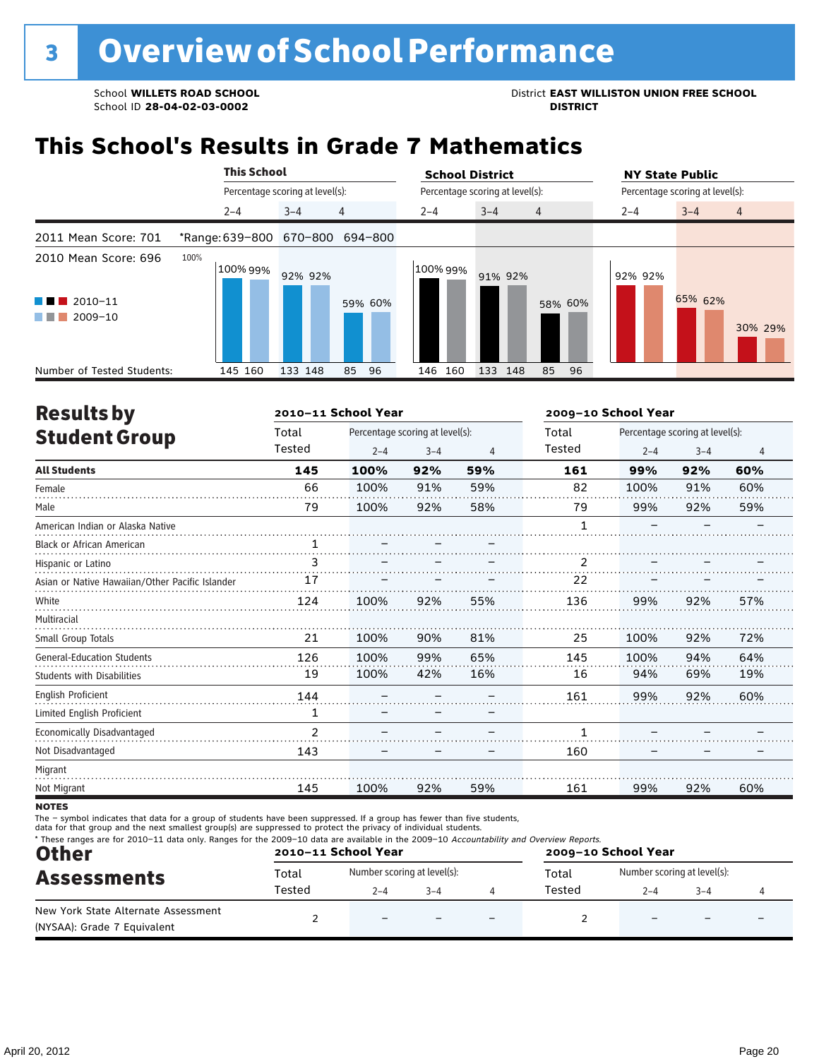# 3 Overview of School Performance

School **WILLETS ROAD SCHOOL**
School ID **28-04-02-03-0002**

District **EAST WILLISTON UNION FREE SCHOOL DISTRICT**

## This School's Results in Grade 7 Mathematics

| | This School | | | School District | | | NY State Public | | |
|---|---|---|---|---|---|---|---|---|---|
| | Percentage scoring at level(s): | | | Percentage scoring at level(s): | | | Percentage scoring at level(s): | | |
| | 2–4 | 3–4 | 4 | 2–4 | 3–4 | 4 | 2–4 | 3–4 | 4 |
| 2011 Mean Score: 701 | *Range: 639–800 | 670–800 | 694–800 | | | | | | |
| 2010 Mean Score: 696 | | | | | | | | | |
| 2010–11 | 100% | 92% | 59% | 100% | 91% | 58% | 92% | 65% | 30% |
| 2009–10 | 99% | 92% | 60% | 99% | 92% | 60% | 92% | 62% | 29% |
| Number of Tested Students: 2010–11 | 145 | 133 | 85 | 146 | 133 | 85 | | | |
| Number of Tested Students: 2009–10 | 160 | 148 | 96 | 160 | 148 | 96 | | | |

## Results by Student Group

| | 2010–11 School Year | | | | 2009–10 School Year | | | |
|---|---|---|---|---|---|---|---|---|
| | Total Tested | Percentage scoring at level(s): 2–4 | 3–4 | 4 | Total Tested | Percentage scoring at level(s): 2–4 | 3–4 | 4 |
| **All Students** | **145** | **100%** | **92%** | **59%** | **161** | **99%** | **92%** | **60%** |
| Female | 66 | 100% | 91% | 59% | 82 | 100% | 91% | 60% |
| Male | 79 | 100% | 92% | 58% | 79 | 99% | 92% | 59% |
| American Indian or Alaska Native | | | | | 1 | – | – | – |
| Black or African American | 1 | – | – | – | | | | |
| Hispanic or Latino | 3 | – | – | – | 2 | – | – | – |
| Asian or Native Hawaiian/Other Pacific Islander | 17 | – | – | – | 22 | – | – | – |
| White | 124 | 100% | 92% | 55% | 136 | 99% | 92% | 57% |
| Multiracial | | | | | | | | |
| Small Group Totals | 21 | 100% | 90% | 81% | 25 | 100% | 92% | 72% |
| General-Education Students | 126 | 100% | 99% | 65% | 145 | 100% | 94% | 64% |
| Students with Disabilities | 19 | 100% | 42% | 16% | 16 | 94% | 69% | 19% |
| English Proficient | 144 | – | – | – | 161 | 99% | 92% | 60% |
| Limited English Proficient | 1 | – | – | – | | | | |
| Economically Disadvantaged | 2 | – | – | – | 1 | – | – | – |
| Not Disadvantaged | 143 | – | – | – | 160 | – | – | – |
| Migrant | | | | | | | | |
| Not Migrant | 145 | 100% | 92% | 59% | 161 | 99% | 92% | 60% |

**NOTES**

The – symbol indicates that data for a group of students have been suppressed. If a group has fewer than five students, data for that group and the next smallest group(s) are suppressed to protect the privacy of individual students.

\* These ranges are for 2010–11 data only. Ranges for the 2009–10 data are available in the 2009–10 *Accountability and Overview Reports.*

## Other Assessments

| | 2010–11 School Year | | | | 2009–10 School Year | | | |
|---|---|---|---|---|---|---|---|---|
| | Total Tested | Number scoring at level(s): 2–4 | 3–4 | 4 | Total Tested | Number scoring at level(s): 2–4 | 3–4 | 4 |
| New York State Alternate Assessment (NYSAA): Grade 7 Equivalent | 2 | – | – | – | 2 | – | – | – |

April 20, 2012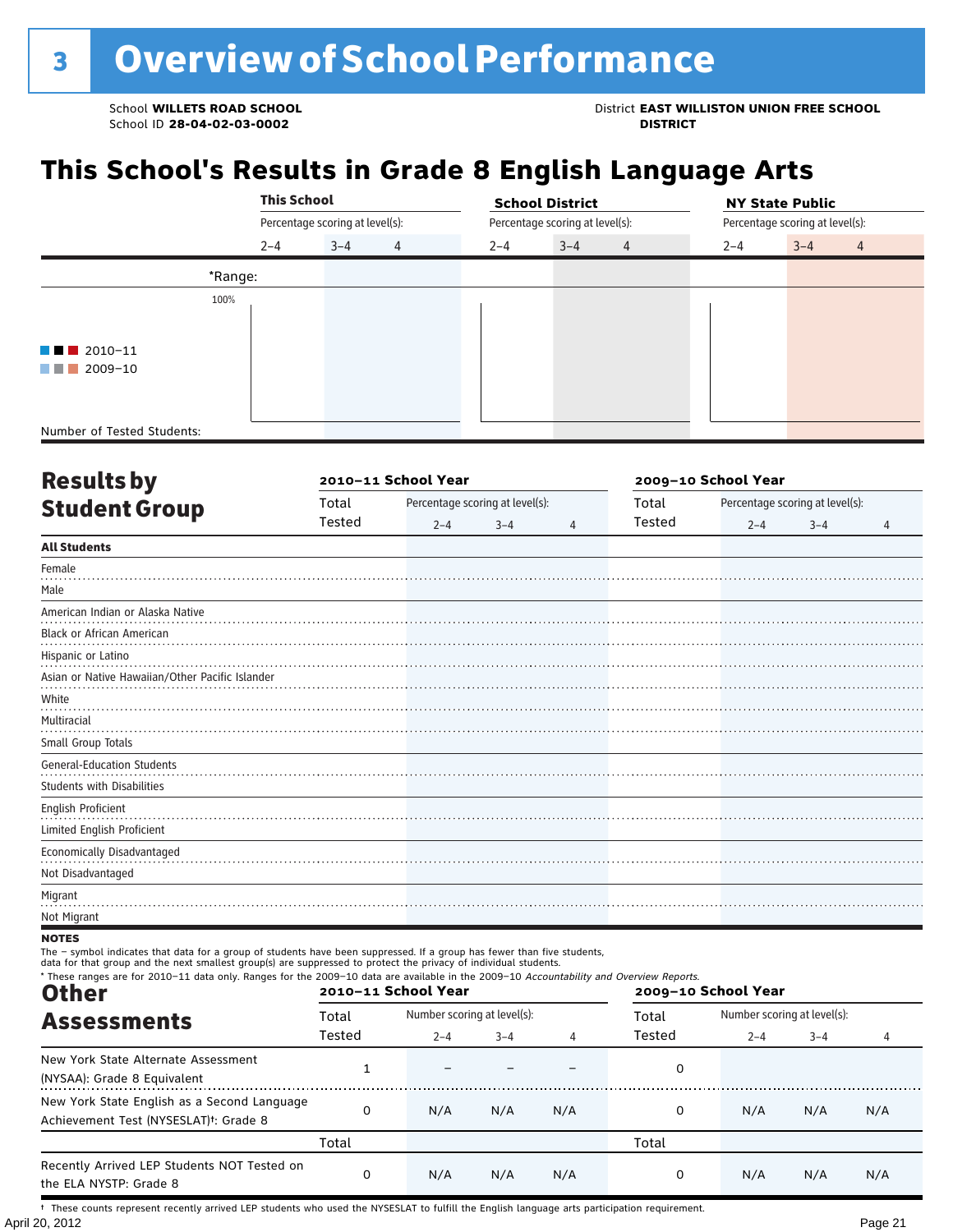# 3 Overview of School Performance

School **WILLETS ROAD SCHOOL**
School ID **28-04-02-03-0002**

District **EAST WILLISTON UNION FREE SCHOOL DISTRICT**

## This School's Results in Grade 8 English Language Arts

| | This School | | | School District | | | NY State Public | | |
|---|---|---|---|---|---|---|---|---|---|
| | Percentage scoring at level(s): | | | Percentage scoring at level(s): | | | Percentage scoring at level(s): | | |
| | 2–4 | 3–4 | 4 | 2–4 | 3–4 | 4 | 2–4 | 3–4 | 4 |
| *Range: | | | | | | | | | |
| Number of Tested Students: | | | | | | | | | |

2010–11
2009–10

## Results by Student Group

| | 2010–11 School Year | | | | 2009–10 School Year | | | |
|---|---|---|---|---|---|---|---|---|
| | Total Tested | Percentage scoring at level(s): 2–4 | 3–4 | 4 | Total Tested | Percentage scoring at level(s): 2–4 | 3–4 | 4 |
| **All Students** | | | | | | | | |
| Female | | | | | | | | |
| Male | | | | | | | | |
| American Indian or Alaska Native | | | | | | | | |
| Black or African American | | | | | | | | |
| Hispanic or Latino | | | | | | | | |
| Asian or Native Hawaiian/Other Pacific Islander | | | | | | | | |
| White | | | | | | | | |
| Multiracial | | | | | | | | |
| Small Group Totals | | | | | | | | |
| General-Education Students | | | | | | | | |
| Students with Disabilities | | | | | | | | |
| English Proficient | | | | | | | | |
| Limited English Proficient | | | | | | | | |
| Economically Disadvantaged | | | | | | | | |
| Not Disadvantaged | | | | | | | | |
| Migrant | | | | | | | | |
| Not Migrant | | | | | | | | |

**NOTES**
The – symbol indicates that data for a group of students have been suppressed. If a group has fewer than five students, data for that group and the next smallest group(s) are suppressed to protect the privacy of individual students.
* These ranges are for 2010–11 data only. Ranges for the 2009–10 data are available in the 2009–10 *Accountability and Overview Reports.*

## Other Assessments

| | 2010–11 School Year | | | | 2009–10 School Year | | | |
|---|---|---|---|---|---|---|---|---|
| | Total Tested | Number scoring at level(s): 2–4 | 3–4 | 4 | Total Tested | Number scoring at level(s): 2–4 | 3–4 | 4 |
| New York State Alternate Assessment (NYSAA): Grade 8 Equivalent | 1 | – | – | – | 0 | | | |
| New York State English as a Second Language Achievement Test (NYSESLAT)†: Grade 8 | 0 | N/A | N/A | N/A | 0 | N/A | N/A | N/A |
| | Total | | | | Total | | | |
| Recently Arrived LEP Students NOT Tested on the ELA NYSTP: Grade 8 | 0 | N/A | N/A | N/A | 0 | N/A | N/A | N/A |

† These counts represent recently arrived LEP students who used the NYSESLAT to fulfill the English language arts participation requirement.

April 20, 2012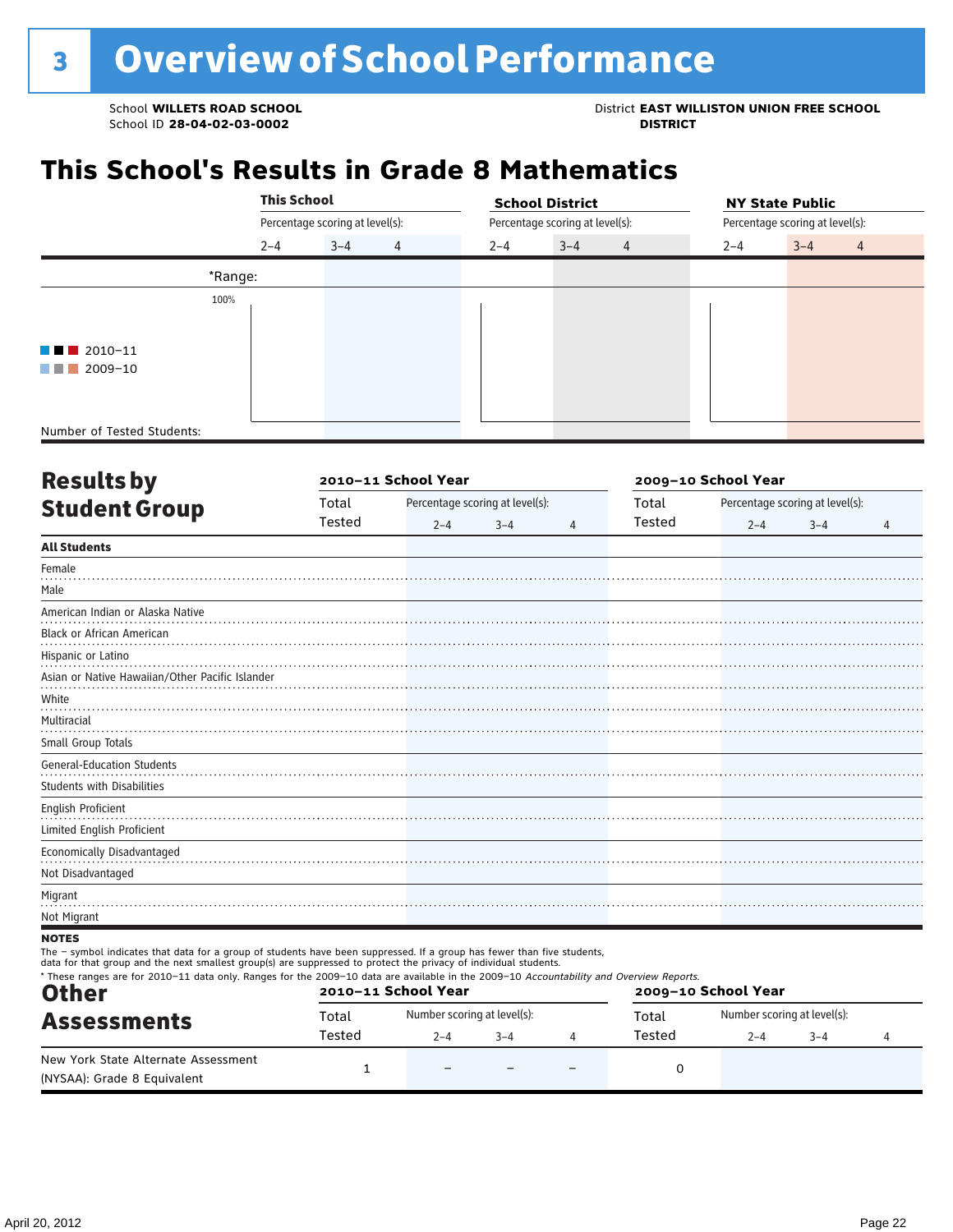# 3 Overview of School Performance

School **WILLETS ROAD SCHOOL**
School ID **28-04-02-03-0002**

District **EAST WILLISTON UNION FREE SCHOOL DISTRICT**

## This School's Results in Grade 8 Mathematics

| | This School | | | School District | | | NY State Public | | |
|---|---|---|---|---|---|---|---|---|---|
| | Percentage scoring at level(s): | | | Percentage scoring at level(s): | | | Percentage scoring at level(s): | | |
| | 2–4 | 3–4 | 4 | 2–4 | 3–4 | 4 | 2–4 | 3–4 | 4 |
| *Range: | | | | | | | | | |
| Number of Tested Students: | | | | | | | | | |

2010–11
2009–10

## Results by Student Group

| | 2010–11 School Year | | | | 2009–10 School Year | | | |
|---|---|---|---|---|---|---|---|---|
| | Total Tested | Percentage scoring at level(s): 2–4 | 3–4 | 4 | Total Tested | Percentage scoring at level(s): 2–4 | 3–4 | 4 |
| **All Students** | | | | | | | | |
| Female | | | | | | | | |
| Male | | | | | | | | |
| American Indian or Alaska Native | | | | | | | | |
| Black or African American | | | | | | | | |
| Hispanic or Latino | | | | | | | | |
| Asian or Native Hawaiian/Other Pacific Islander | | | | | | | | |
| White | | | | | | | | |
| Multiracial | | | | | | | | |
| Small Group Totals | | | | | | | | |
| General-Education Students | | | | | | | | |
| Students with Disabilities | | | | | | | | |
| English Proficient | | | | | | | | |
| Limited English Proficient | | | | | | | | |
| Economically Disadvantaged | | | | | | | | |
| Not Disadvantaged | | | | | | | | |
| Migrant | | | | | | | | |
| Not Migrant | | | | | | | | |

**NOTES**

The – symbol indicates that data for a group of students have been suppressed. If a group has fewer than five students, data for that group and the next smallest group(s) are suppressed to protect the privacy of individual students.

\* These ranges are for 2010–11 data only. Ranges for the 2009–10 data are available in the 2009–10 *Accountability and Overview Reports.*

## Other Assessments

| | 2010–11 School Year | | | | 2009–10 School Year | | | |
|---|---|---|---|---|---|---|---|---|
| | Total Tested | Number scoring at level(s): 2–4 | 3–4 | 4 | Total Tested | Number scoring at level(s): 2–4 | 3–4 | 4 |
| New York State Alternate Assessment (NYSAA): Grade 8 Equivalent | 1 | – | – | – | 0 | | | |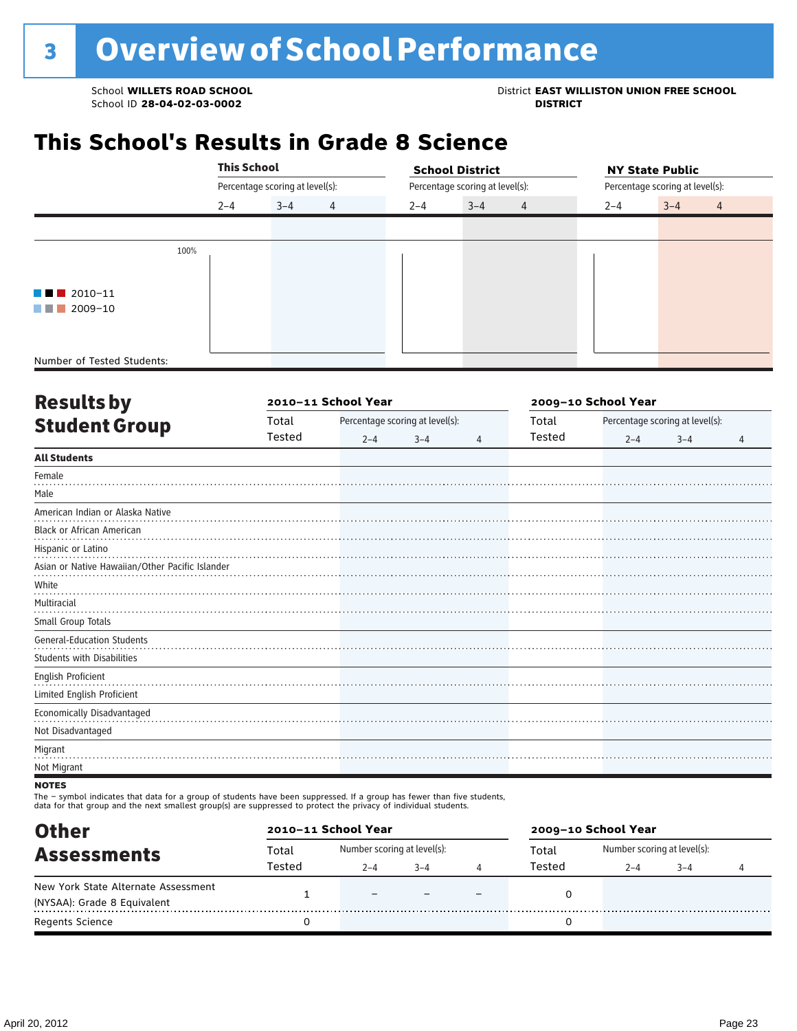# 3 Overview of School Performance

School **WILLETS ROAD SCHOOL**
School ID **28-04-02-03-0002**

District **EAST WILLISTON UNION FREE SCHOOL DISTRICT**

## This School's Results in Grade 8 Science

This School
Percentage scoring at level(s):
2–4 3–4 4

School District
Percentage scoring at level(s):
2–4 3–4 4

NY State Public
Percentage scoring at level(s):
2–4 3–4 4

100%

2010–11
2009–10

Number of Tested Students:

## Results by Student Group

| | 2010–11 School Year | | | | 2009–10 School Year | | | |
|---|---|---|---|---|---|---|---|---|
| | Total Tested | Percentage scoring at level(s): 2–4 | 3–4 | 4 | Total Tested | Percentage scoring at level(s): 2–4 | 3–4 | 4 |
| **All Students** | | | | | | | | |
| Female | | | | | | | | |
| Male | | | | | | | | |
| American Indian or Alaska Native | | | | | | | | |
| Black or African American | | | | | | | | |
| Hispanic or Latino | | | | | | | | |
| Asian or Native Hawaiian/Other Pacific Islander | | | | | | | | |
| White | | | | | | | | |
| Multiracial | | | | | | | | |
| Small Group Totals | | | | | | | | |
| General-Education Students | | | | | | | | |
| Students with Disabilities | | | | | | | | |
| English Proficient | | | | | | | | |
| Limited English Proficient | | | | | | | | |
| Economically Disadvantaged | | | | | | | | |
| Not Disadvantaged | | | | | | | | |
| Migrant | | | | | | | | |
| Not Migrant | | | | | | | | |

**NOTES**
The – symbol indicates that data for a group of students have been suppressed. If a group has fewer than five students, data for that group and the next smallest group(s) are suppressed to protect the privacy of individual students.

## Other Assessments

| | 2010–11 School Year | | | | 2009–10 School Year | | | |
|---|---|---|---|---|---|---|---|---|
| | Total Tested | Number scoring at level(s): 2–4 | 3–4 | 4 | Total Tested | Number scoring at level(s): 2–4 | 3–4 | 4 |
| New York State Alternate Assessment (NYSAA): Grade 8 Equivalent | 1 | – | – | – | 0 | | | |
| Regents Science | 0 | | | | 0 | | | |

April 20, 2012